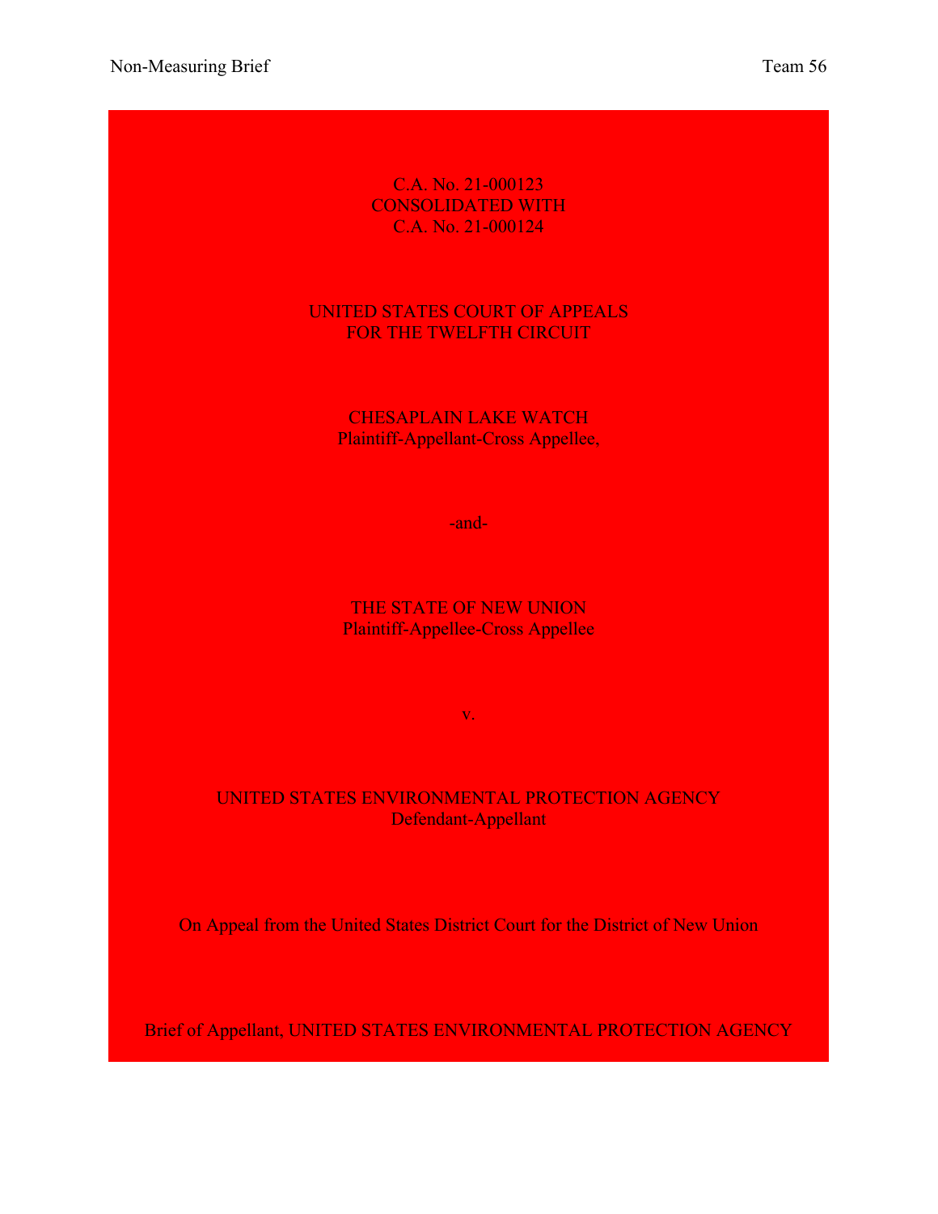Non-Measuring Brief Team 56

C.A. No. 21-000123
CONSOLIDATED WITH
C.A. No. 21-000124

UNITED STATES COURT OF APPEALS
FOR THE TWELFTH CIRCUIT

CHESAPLAIN LAKE WATCH
Plaintiff-Appellant-Cross Appellee,

-and-

THE STATE OF NEW UNION
Plaintiff-Appellee-Cross Appellee

v.

UNITED STATES ENVIRONMENTAL PROTECTION AGENCY
Defendant-Appellant

On Appeal from the United States District Court for the District of New Union

Brief of Appellant, UNITED STATES ENVIRONMENTAL PROTECTION AGENCY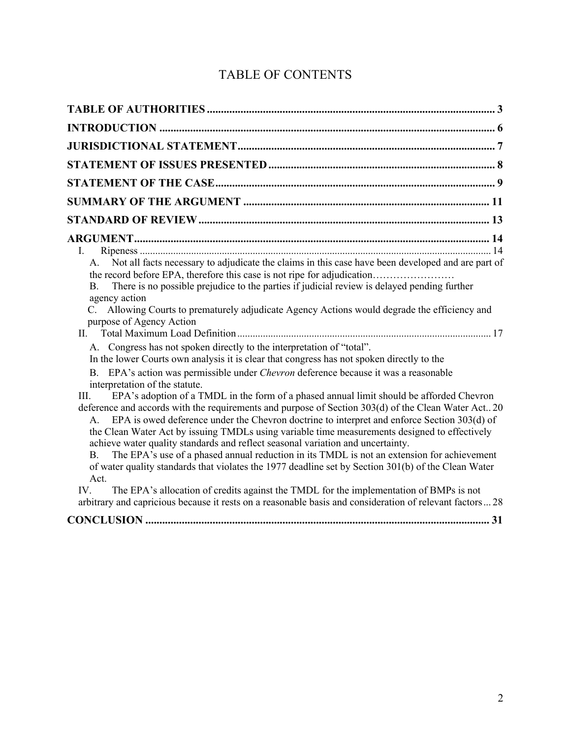# TABLE OF CONTENTS

**TABLE OF AUTHORITIES** .......................................................................................... 3

**INTRODUCTION** .......................................................................................................... 6

**JURISDICTIONAL STATEMENT** ............................................................................... 7

**STATEMENT OF ISSUES PRESENTED** .................................................................... 8

**STATEMENT OF THE CASE** ...................................................................................... 9

**SUMMARY OF THE ARGUMENT** ............................................................................ 11

**STANDARD OF REVIEW** .......................................................................................... 13

**ARGUMENT** ................................................................................................................ 14

I. Ripeness ........................................................................................................................ 14

A. Not all facts necessary to adjudicate the claims in this case have been developed and are part of the record before EPA, therefore this case is not ripe for adjudication……………………

B. There is no possible prejudice to the parties if judicial review is delayed pending further agency action

C. Allowing Courts to prematurely adjudicate Agency Actions would degrade the efficiency and purpose of Agency Action

II. Total Maximum Load Definition ................................................................................. 17

A. Congress has not spoken directly to the interpretation of "total". In the lower Courts own analysis it is clear that congress has not spoken directly to the

B. EPA's action was permissible under *Chevron* deference because it was a reasonable interpretation of the statute.

III. EPA's adoption of a TMDL in the form of a phased annual limit should be afforded Chevron deference and accords with the requirements and purpose of Section 303(d) of the Clean Water Act.. 20

A. EPA is owed deference under the Chevron doctrine to interpret and enforce Section 303(d) of the Clean Water Act by issuing TMDLs using variable time measurements designed to effectively achieve water quality standards and reflect seasonal variation and uncertainty.

B. The EPA's use of a phased annual reduction in its TMDL is not an extension for achievement of water quality standards that violates the 1977 deadline set by Section 301(b) of the Clean Water Act.

IV. The EPA's allocation of credits against the TMDL for the implementation of BMPs is not arbitrary and capricious because it rests on a reasonable basis and consideration of relevant factors ... 28

**CONCLUSION** .............................................................................................................. 31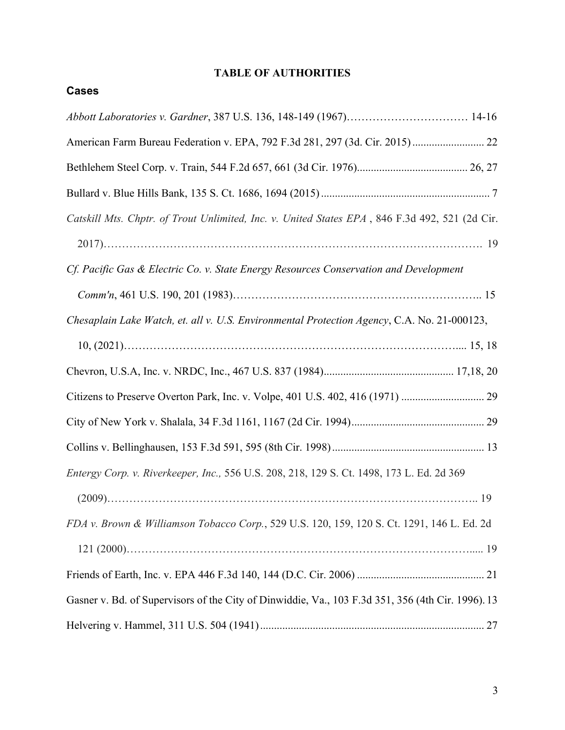# TABLE OF AUTHORITIES

## Cases

*Abbott Laboratories v. Gardner*, 387 U.S. 136, 148-149 (1967)…………………………… 14-16

American Farm Bureau Federation v. EPA, 792 F.3d 281, 297 (3d. Cir. 2015) .......................... 22

Bethlehem Steel Corp. v. Train, 544 F.2d 657, 661 (3d Cir. 1976)........................................ 26, 27

Bullard v. Blue Hills Bank, 135 S. Ct. 1686, 1694 (2015) ............................................................. 7

*Catskill Mts. Chptr. of Trout Unlimited, Inc. v. United States EPA* , 846 F.3d 492, 521 (2d Cir. 2017)………………………………………………………………………………………. 19

*Cf. Pacific Gas & Electric Co. v. State Energy Resources Conservation and Development Comm'n*, 461 U.S. 190, 201 (1983)……………………………………………………….. 15

*Chesaplain Lake Watch, et. all v. U.S. Environmental Protection Agency*, C.A. No. 21-000123, 10, (2021)……………………………………………………………………………….... 15, 18

Chevron, U.S.A, Inc. v. NRDC, Inc., 467 U.S. 837 (1984).............................................. 17,18, 20

Citizens to Preserve Overton Park, Inc. v. Volpe, 401 U.S. 402, 416 (1971) .............................. 29

City of New York v. Shalala, 34 F.3d 1161, 1167 (2d Cir. 1994)................................................ 29

Collins v. Bellinghausen, 153 F.3d 591, 595 (8th Cir. 1998)....................................................... 13

*Entergy Corp. v. Riverkeeper, Inc.,* 556 U.S. 208, 218, 129 S. Ct. 1498, 173 L. Ed. 2d 369 (2009)…………………………………………………………………………………….. 19

*FDA v. Brown & Williamson Tobacco Corp.*, 529 U.S. 120, 159, 120 S. Ct. 1291, 146 L. Ed. 2d 121 (2000)………………………………………………………………………………..... 19

Friends of Earth, Inc. v. EPA 446 F.3d 140, 144 (D.C. Cir. 2006) .............................................. 21

Gasner v. Bd. of Supervisors of the City of Dinwiddie, Va., 103 F.3d 351, 356 (4th Cir. 1996). 13

Helvering v. Hammel, 311 U.S. 504 (1941)................................................................................. 27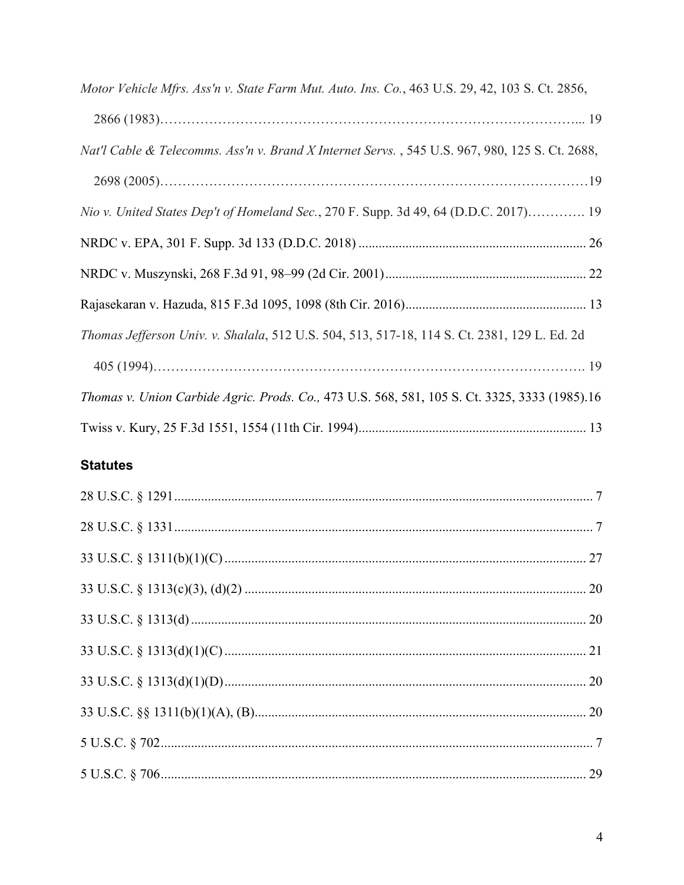*Motor Vehicle Mfrs. Ass'n v. State Farm Mut. Auto. Ins. Co.*, 463 U.S. 29, 42, 103 S. Ct. 2856, 2866 (1983)………………………………………………………………………………... 19

*Nat'l Cable & Telecomms. Ass'n v. Brand X Internet Servs.* , 545 U.S. 967, 980, 125 S. Ct. 2688, 2698 (2005)…………………………………………………………………………………19

*Nio v. United States Dep't of Homeland Sec.*, 270 F. Supp. 3d 49, 64 (D.D.C. 2017)…………. 19

NRDC v. EPA, 301 F. Supp. 3d 133 (D.D.C. 2018) .................................................................... 26

NRDC v. Muszynski, 268 F.3d 91, 98–99 (2d Cir. 2001)............................................................ 22

Rajasekaran v. Hazuda, 815 F.3d 1095, 1098 (8th Cir. 2016)...................................................... 13

*Thomas Jefferson Univ. v. Shalala*, 512 U.S. 504, 513, 517-18, 114 S. Ct. 2381, 129 L. Ed. 2d 405 (1994)……………………………………………………………………………………. 19

*Thomas v. Union Carbide Agric. Prods. Co.,* 473 U.S. 568, 581, 105 S. Ct. 3325, 3333 (1985).16

Twiss v. Kury, 25 F.3d 1551, 1554 (11th Cir. 1994).................................................................... 13

## Statutes

28 U.S.C. § 1291............................................................................................................................ 7

28 U.S.C. § 1331............................................................................................................................ 7

33 U.S.C. § 1311(b)(1)(C) ............................................................................................................ 27

33 U.S.C. § 1313(c)(3), (d)(2) ...................................................................................................... 20

33 U.S.C. § 1313(d) ..................................................................................................................... 20

33 U.S.C. § 1313(d)(1)(C) ........................................................................................................... 21

33 U.S.C. § 1313(d)(1)(D)............................................................................................................ 20

33 U.S.C. §§ 1311(b)(1)(A), (B)................................................................................................... 20

5 U.S.C. § 702................................................................................................................................ 7

5 U.S.C. § 706.............................................................................................................................. 29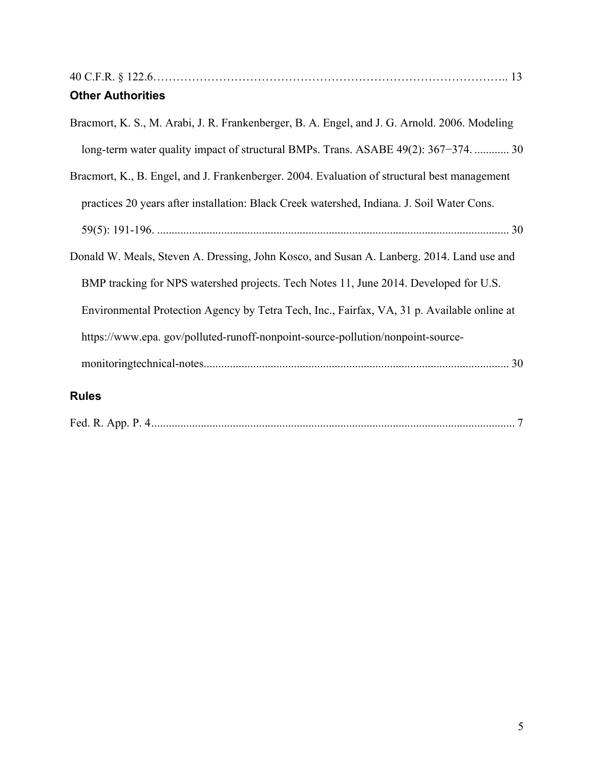40 C.F.R. § 122.6………………………………………………………………………………….. 13

### Other Authorities

Bracmort, K. S., M. Arabi, J. R. Frankenberger, B. A. Engel, and J. G. Arnold. 2006. Modeling long-term water quality impact of structural BMPs. Trans. ASABE 49(2): 367−374. ............ 30

Bracmort, K., B. Engel, and J. Frankenberger. 2004. Evaluation of structural best management practices 20 years after installation: Black Creek watershed, Indiana. J. Soil Water Cons. 59(5): 191-196. ........................................................................................................................ 30

Donald W. Meals, Steven A. Dressing, John Kosco, and Susan A. Lanberg. 2014. Land use and BMP tracking for NPS watershed projects. Tech Notes 11, June 2014. Developed for U.S. Environmental Protection Agency by Tetra Tech, Inc., Fairfax, VA, 31 p. Available online at https://www.epa. gov/polluted-runoff-nonpoint-source-pollution/nonpoint-source-monitoringtechnical-notes....................................................................................................... 30

### Rules

Fed. R. App. P. 4............................................................................................................................ 7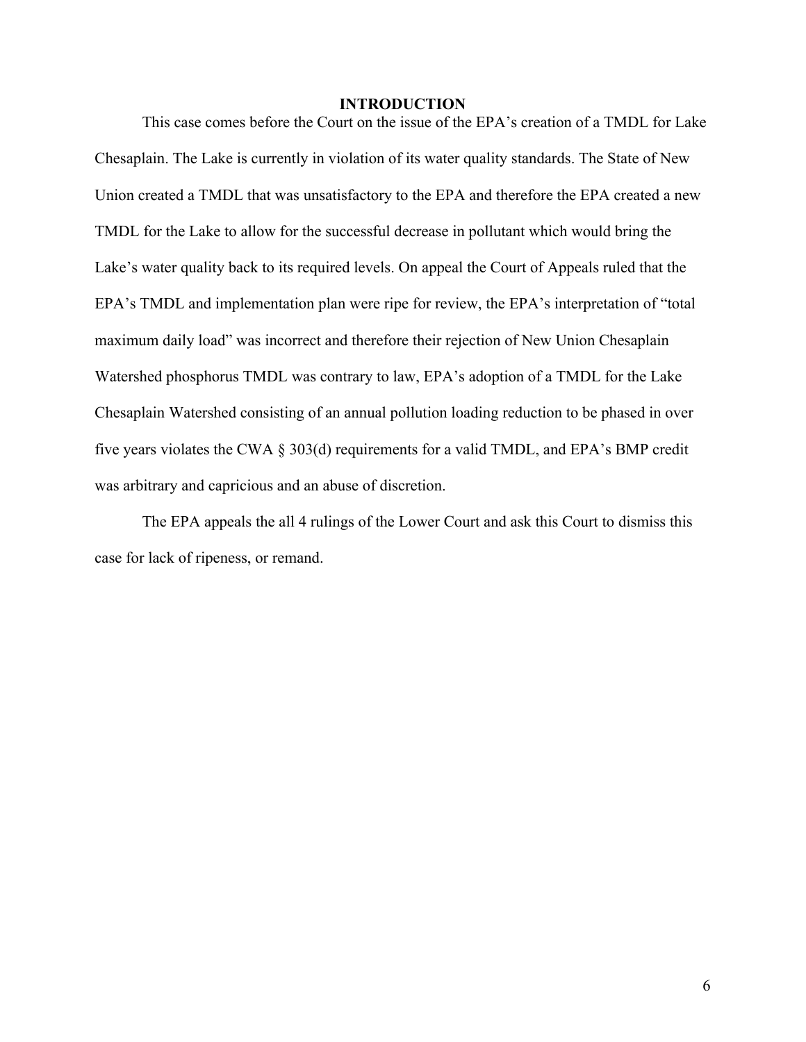# INTRODUCTION

This case comes before the Court on the issue of the EPA's creation of a TMDL for Lake Chesaplain. The Lake is currently in violation of its water quality standards. The State of New Union created a TMDL that was unsatisfactory to the EPA and therefore the EPA created a new TMDL for the Lake to allow for the successful decrease in pollutant which would bring the Lake's water quality back to its required levels. On appeal the Court of Appeals ruled that the EPA's TMDL and implementation plan were ripe for review, the EPA's interpretation of "total maximum daily load" was incorrect and therefore their rejection of New Union Chesaplain Watershed phosphorus TMDL was contrary to law, EPA's adoption of a TMDL for the Lake Chesaplain Watershed consisting of an annual pollution loading reduction to be phased in over five years violates the CWA § 303(d) requirements for a valid TMDL, and EPA's BMP credit was arbitrary and capricious and an abuse of discretion.

The EPA appeals the all 4 rulings of the Lower Court and ask this Court to dismiss this case for lack of ripeness, or remand.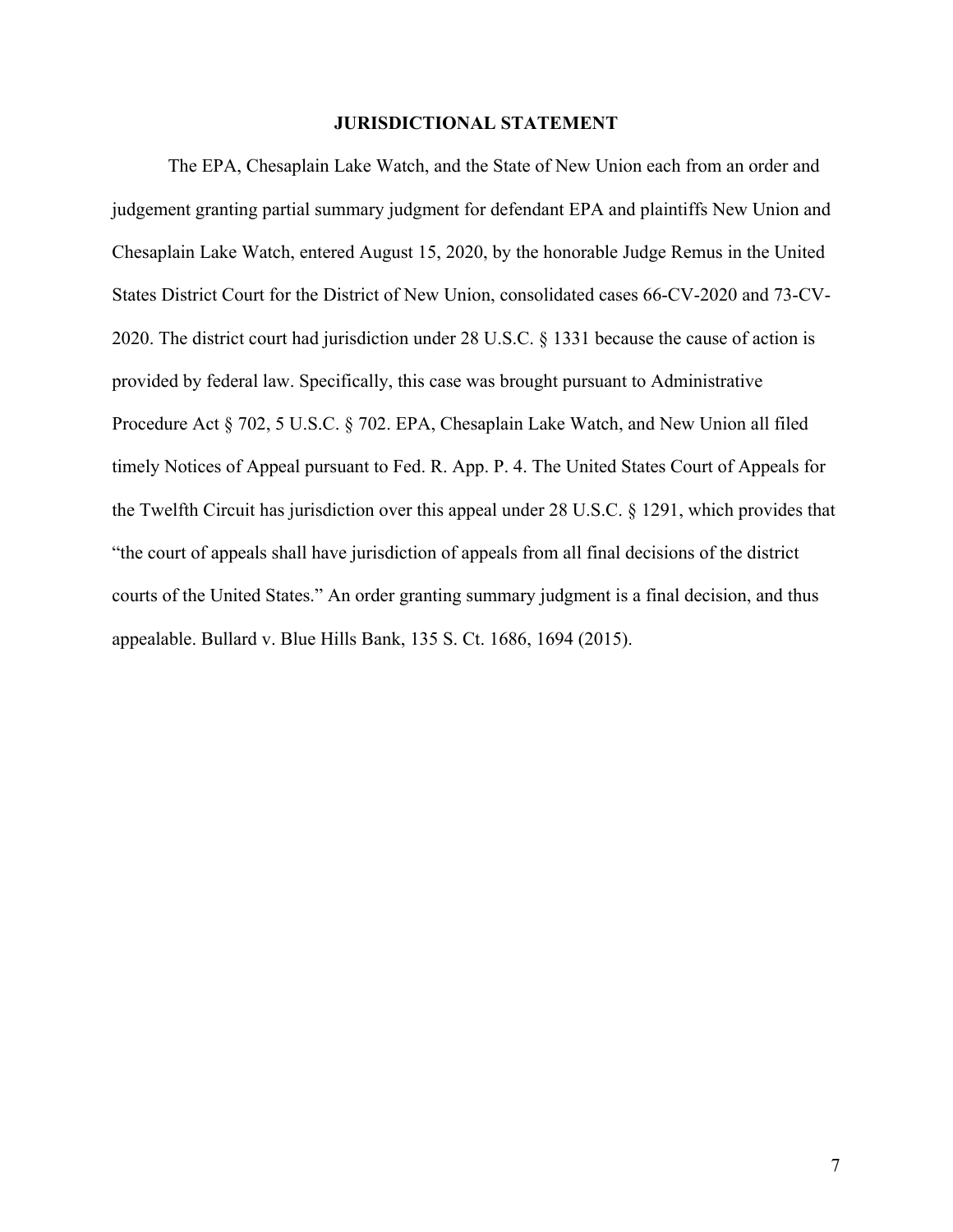## JURISDICTIONAL STATEMENT

The EPA, Chesaplain Lake Watch, and the State of New Union each from an order and judgement granting partial summary judgment for defendant EPA and plaintiffs New Union and Chesaplain Lake Watch, entered August 15, 2020, by the honorable Judge Remus in the United States District Court for the District of New Union, consolidated cases 66-CV-2020 and 73-CV-2020. The district court had jurisdiction under 28 U.S.C. § 1331 because the cause of action is provided by federal law. Specifically, this case was brought pursuant to Administrative Procedure Act § 702, 5 U.S.C. § 702. EPA, Chesaplain Lake Watch, and New Union all filed timely Notices of Appeal pursuant to Fed. R. App. P. 4. The United States Court of Appeals for the Twelfth Circuit has jurisdiction over this appeal under 28 U.S.C. § 1291, which provides that "the court of appeals shall have jurisdiction of appeals from all final decisions of the district courts of the United States." An order granting summary judgment is a final decision, and thus appealable. Bullard v. Blue Hills Bank, 135 S. Ct. 1686, 1694 (2015).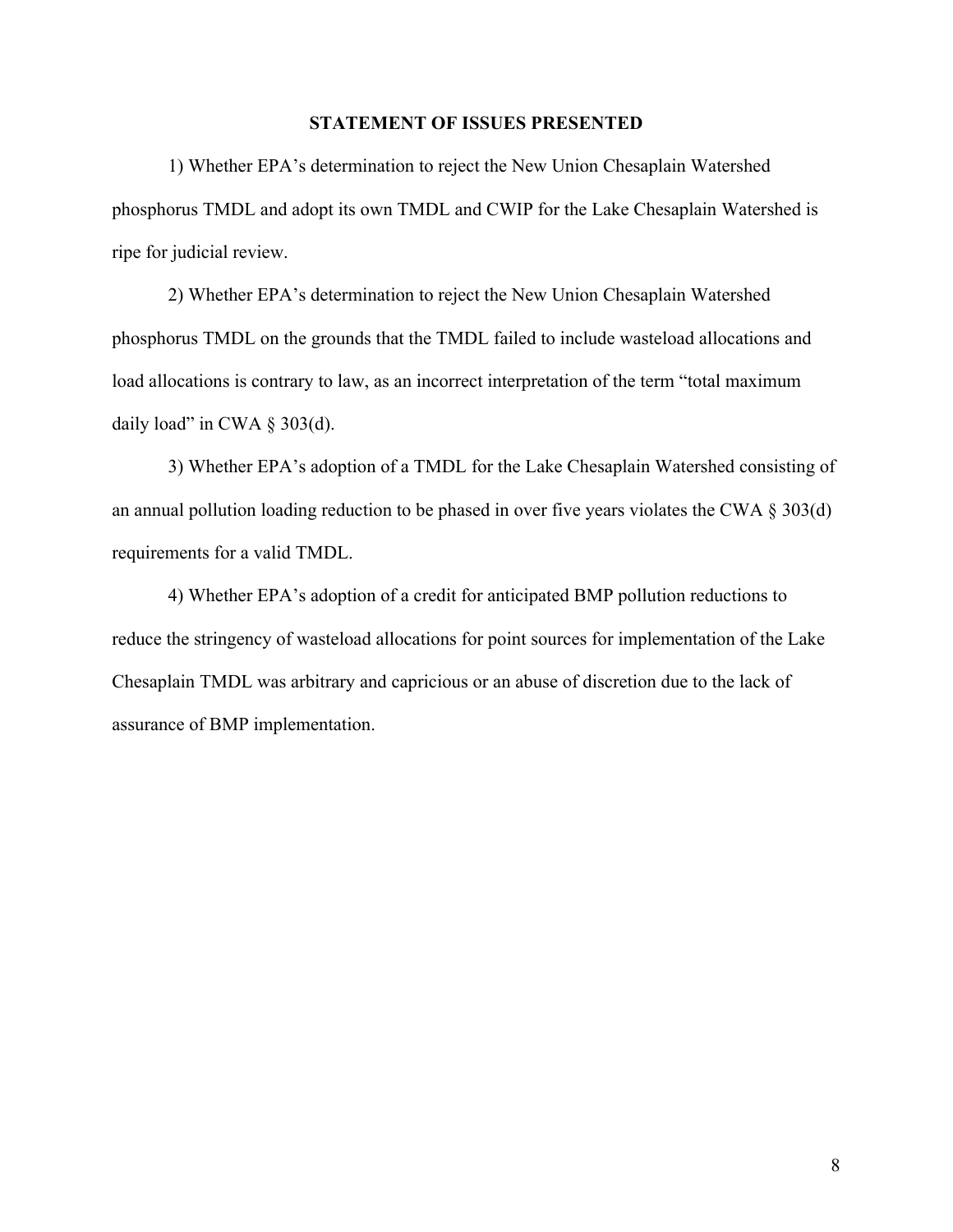# STATEMENT OF ISSUES PRESENTED

1) Whether EPA's determination to reject the New Union Chesaplain Watershed phosphorus TMDL and adopt its own TMDL and CWIP for the Lake Chesaplain Watershed is ripe for judicial review.

2) Whether EPA's determination to reject the New Union Chesaplain Watershed phosphorus TMDL on the grounds that the TMDL failed to include wasteload allocations and load allocations is contrary to law, as an incorrect interpretation of the term "total maximum daily load" in CWA § 303(d).

3) Whether EPA's adoption of a TMDL for the Lake Chesaplain Watershed consisting of an annual pollution loading reduction to be phased in over five years violates the CWA § 303(d) requirements for a valid TMDL.

4) Whether EPA's adoption of a credit for anticipated BMP pollution reductions to reduce the stringency of wasteload allocations for point sources for implementation of the Lake Chesaplain TMDL was arbitrary and capricious or an abuse of discretion due to the lack of assurance of BMP implementation.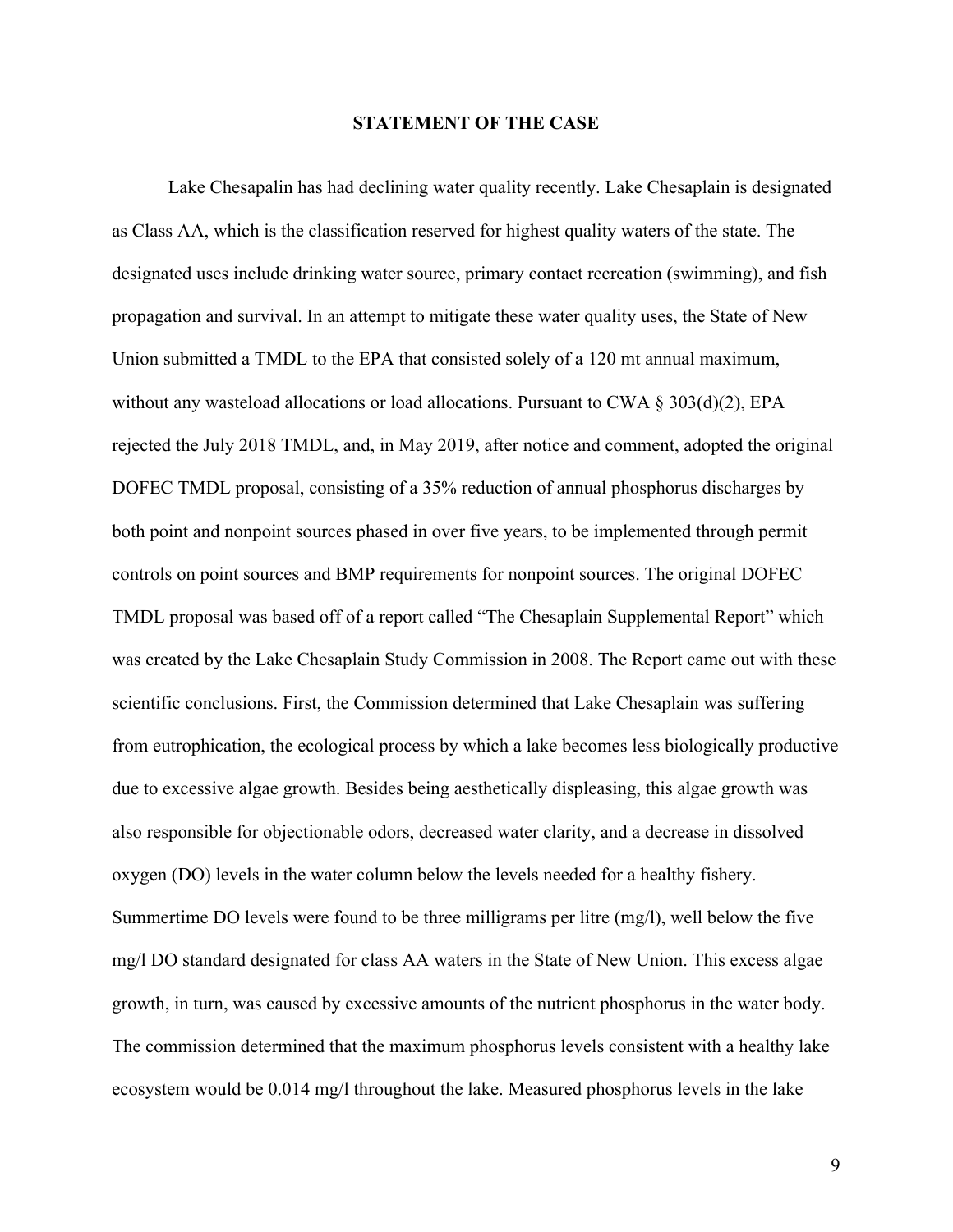## STATEMENT OF THE CASE

Lake Chesapalin has had declining water quality recently. Lake Chesaplain is designated as Class AA, which is the classification reserved for highest quality waters of the state. The designated uses include drinking water source, primary contact recreation (swimming), and fish propagation and survival. In an attempt to mitigate these water quality uses, the State of New Union submitted a TMDL to the EPA that consisted solely of a 120 mt annual maximum, without any wasteload allocations or load allocations. Pursuant to CWA § 303(d)(2), EPA rejected the July 2018 TMDL, and, in May 2019, after notice and comment, adopted the original DOFEC TMDL proposal, consisting of a 35% reduction of annual phosphorus discharges by both point and nonpoint sources phased in over five years, to be implemented through permit controls on point sources and BMP requirements for nonpoint sources. The original DOFEC TMDL proposal was based off of a report called "The Chesaplain Supplemental Report" which was created by the Lake Chesaplain Study Commission in 2008. The Report came out with these scientific conclusions. First, the Commission determined that Lake Chesaplain was suffering from eutrophication, the ecological process by which a lake becomes less biologically productive due to excessive algae growth. Besides being aesthetically displeasing, this algae growth was also responsible for objectionable odors, decreased water clarity, and a decrease in dissolved oxygen (DO) levels in the water column below the levels needed for a healthy fishery. Summertime DO levels were found to be three milligrams per litre (mg/l), well below the five mg/l DO standard designated for class AA waters in the State of New Union. This excess algae growth, in turn, was caused by excessive amounts of the nutrient phosphorus in the water body. The commission determined that the maximum phosphorus levels consistent with a healthy lake ecosystem would be 0.014 mg/l throughout the lake. Measured phosphorus levels in the lake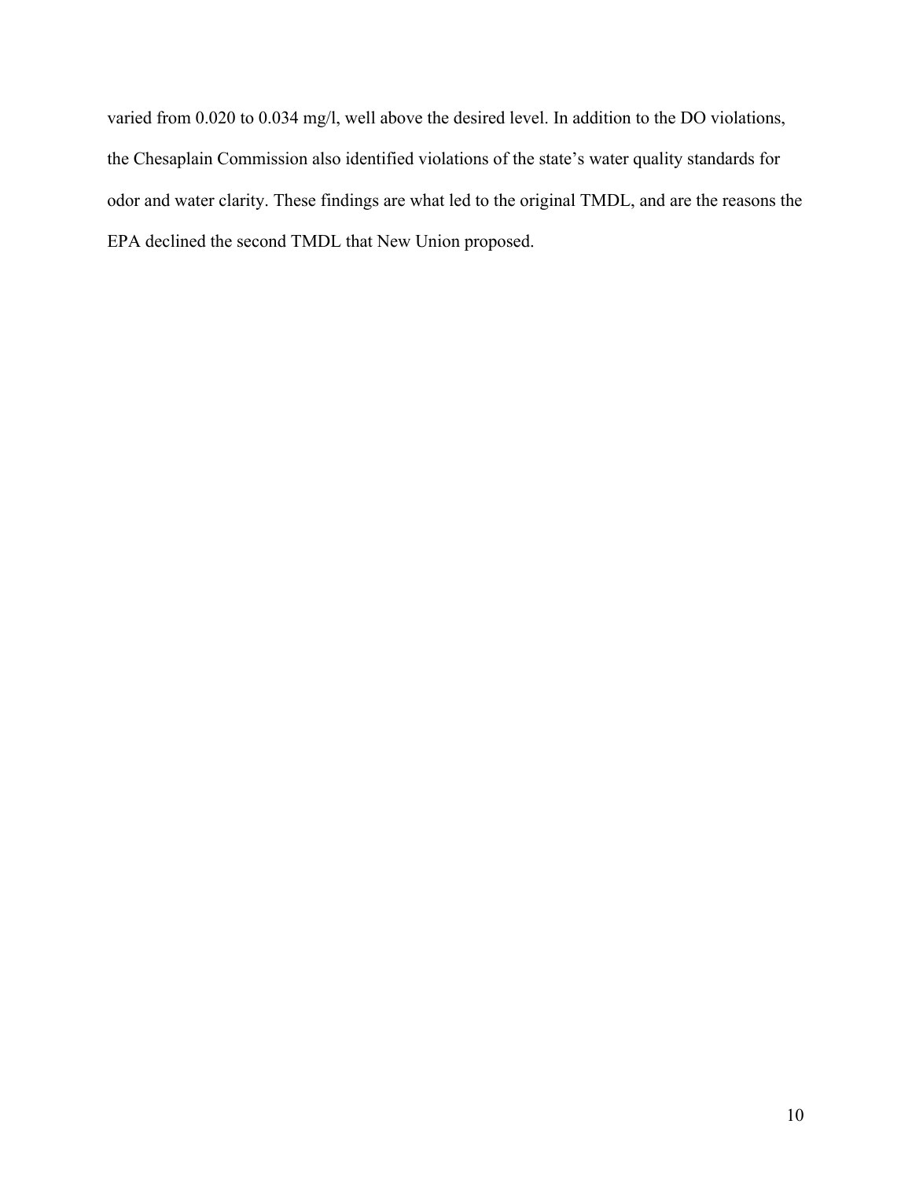varied from 0.020 to 0.034 mg/l, well above the desired level. In addition to the DO violations, the Chesaplain Commission also identified violations of the state's water quality standards for odor and water clarity. These findings are what led to the original TMDL, and are the reasons the EPA declined the second TMDL that New Union proposed.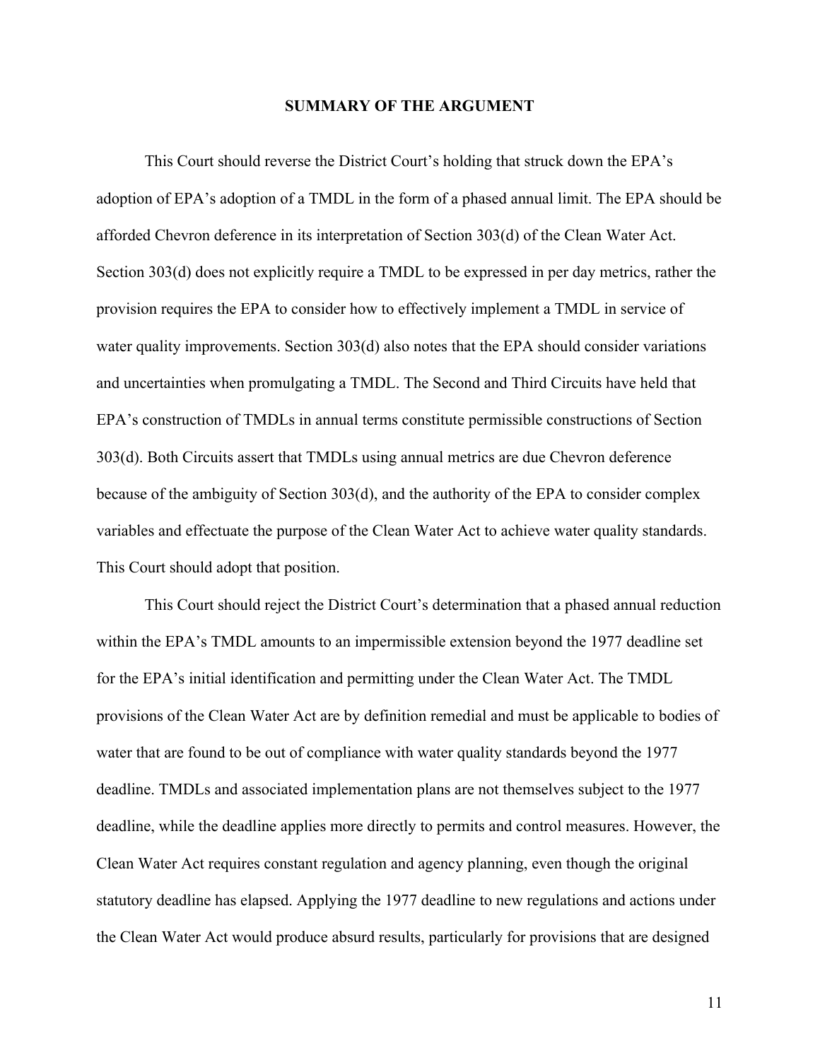## SUMMARY OF THE ARGUMENT

This Court should reverse the District Court's holding that struck down the EPA's adoption of EPA's adoption of a TMDL in the form of a phased annual limit. The EPA should be afforded Chevron deference in its interpretation of Section 303(d) of the Clean Water Act. Section 303(d) does not explicitly require a TMDL to be expressed in per day metrics, rather the provision requires the EPA to consider how to effectively implement a TMDL in service of water quality improvements. Section 303(d) also notes that the EPA should consider variations and uncertainties when promulgating a TMDL. The Second and Third Circuits have held that EPA's construction of TMDLs in annual terms constitute permissible constructions of Section 303(d). Both Circuits assert that TMDLs using annual metrics are due Chevron deference because of the ambiguity of Section 303(d), and the authority of the EPA to consider complex variables and effectuate the purpose of the Clean Water Act to achieve water quality standards. This Court should adopt that position.

This Court should reject the District Court's determination that a phased annual reduction within the EPA's TMDL amounts to an impermissible extension beyond the 1977 deadline set for the EPA's initial identification and permitting under the Clean Water Act. The TMDL provisions of the Clean Water Act are by definition remedial and must be applicable to bodies of water that are found to be out of compliance with water quality standards beyond the 1977 deadline. TMDLs and associated implementation plans are not themselves subject to the 1977 deadline, while the deadline applies more directly to permits and control measures. However, the Clean Water Act requires constant regulation and agency planning, even though the original statutory deadline has elapsed. Applying the 1977 deadline to new regulations and actions under the Clean Water Act would produce absurd results, particularly for provisions that are designed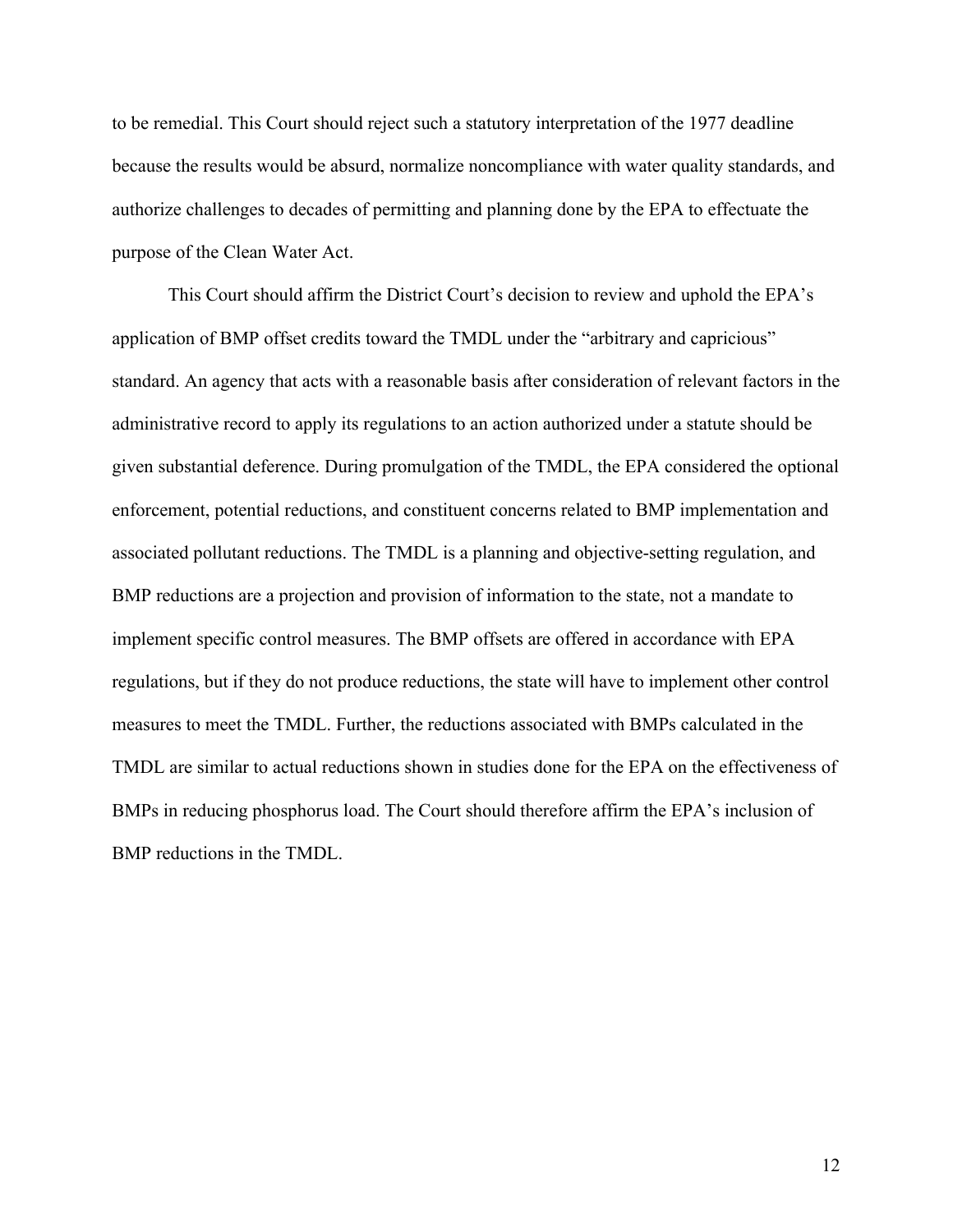to be remedial. This Court should reject such a statutory interpretation of the 1977 deadline because the results would be absurd, normalize noncompliance with water quality standards, and authorize challenges to decades of permitting and planning done by the EPA to effectuate the purpose of the Clean Water Act.

This Court should affirm the District Court's decision to review and uphold the EPA's application of BMP offset credits toward the TMDL under the "arbitrary and capricious" standard. An agency that acts with a reasonable basis after consideration of relevant factors in the administrative record to apply its regulations to an action authorized under a statute should be given substantial deference. During promulgation of the TMDL, the EPA considered the optional enforcement, potential reductions, and constituent concerns related to BMP implementation and associated pollutant reductions. The TMDL is a planning and objective-setting regulation, and BMP reductions are a projection and provision of information to the state, not a mandate to implement specific control measures. The BMP offsets are offered in accordance with EPA regulations, but if they do not produce reductions, the state will have to implement other control measures to meet the TMDL. Further, the reductions associated with BMPs calculated in the TMDL are similar to actual reductions shown in studies done for the EPA on the effectiveness of BMPs in reducing phosphorus load. The Court should therefore affirm the EPA's inclusion of BMP reductions in the TMDL.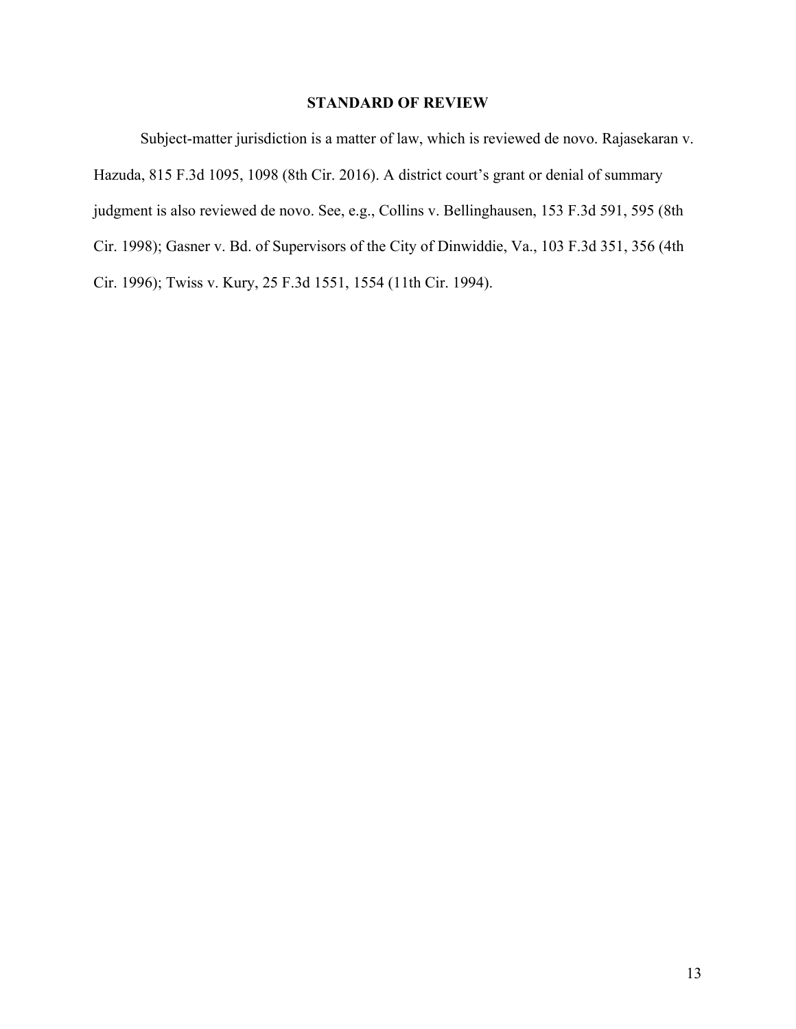## STANDARD OF REVIEW

Subject-matter jurisdiction is a matter of law, which is reviewed de novo. Rajasekaran v. Hazuda, 815 F.3d 1095, 1098 (8th Cir. 2016). A district court's grant or denial of summary judgment is also reviewed de novo. See, e.g., Collins v. Bellinghausen, 153 F.3d 591, 595 (8th Cir. 1998); Gasner v. Bd. of Supervisors of the City of Dinwiddie, Va., 103 F.3d 351, 356 (4th Cir. 1996); Twiss v. Kury, 25 F.3d 1551, 1554 (11th Cir. 1994).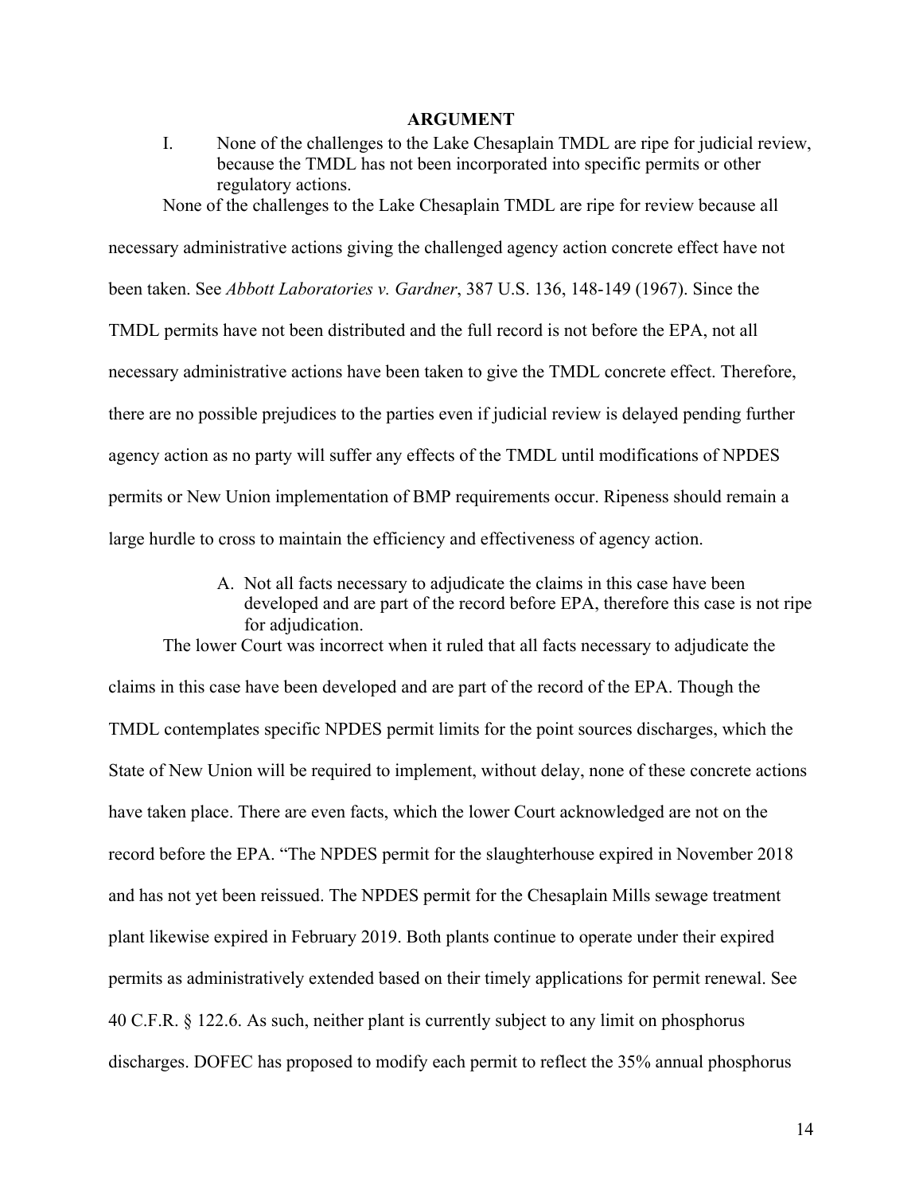# ARGUMENT

I. None of the challenges to the Lake Chesaplain TMDL are ripe for judicial review, because the TMDL has not been incorporated into specific permits or other regulatory actions.

None of the challenges to the Lake Chesaplain TMDL are ripe for review because all necessary administrative actions giving the challenged agency action concrete effect have not been taken. See *Abbott Laboratories v. Gardner*, 387 U.S. 136, 148-149 (1967). Since the TMDL permits have not been distributed and the full record is not before the EPA, not all necessary administrative actions have been taken to give the TMDL concrete effect. Therefore, there are no possible prejudices to the parties even if judicial review is delayed pending further agency action as no party will suffer any effects of the TMDL until modifications of NPDES permits or New Union implementation of BMP requirements occur. Ripeness should remain a large hurdle to cross to maintain the efficiency and effectiveness of agency action.

A. Not all facts necessary to adjudicate the claims in this case have been developed and are part of the record before EPA, therefore this case is not ripe for adjudication.

The lower Court was incorrect when it ruled that all facts necessary to adjudicate the claims in this case have been developed and are part of the record of the EPA. Though the TMDL contemplates specific NPDES permit limits for the point sources discharges, which the State of New Union will be required to implement, without delay, none of these concrete actions have taken place. There are even facts, which the lower Court acknowledged are not on the record before the EPA. "The NPDES permit for the slaughterhouse expired in November 2018 and has not yet been reissued. The NPDES permit for the Chesaplain Mills sewage treatment plant likewise expired in February 2019. Both plants continue to operate under their expired permits as administratively extended based on their timely applications for permit renewal. See 40 C.F.R. § 122.6. As such, neither plant is currently subject to any limit on phosphorus discharges. DOFEC has proposed to modify each permit to reflect the 35% annual phosphorus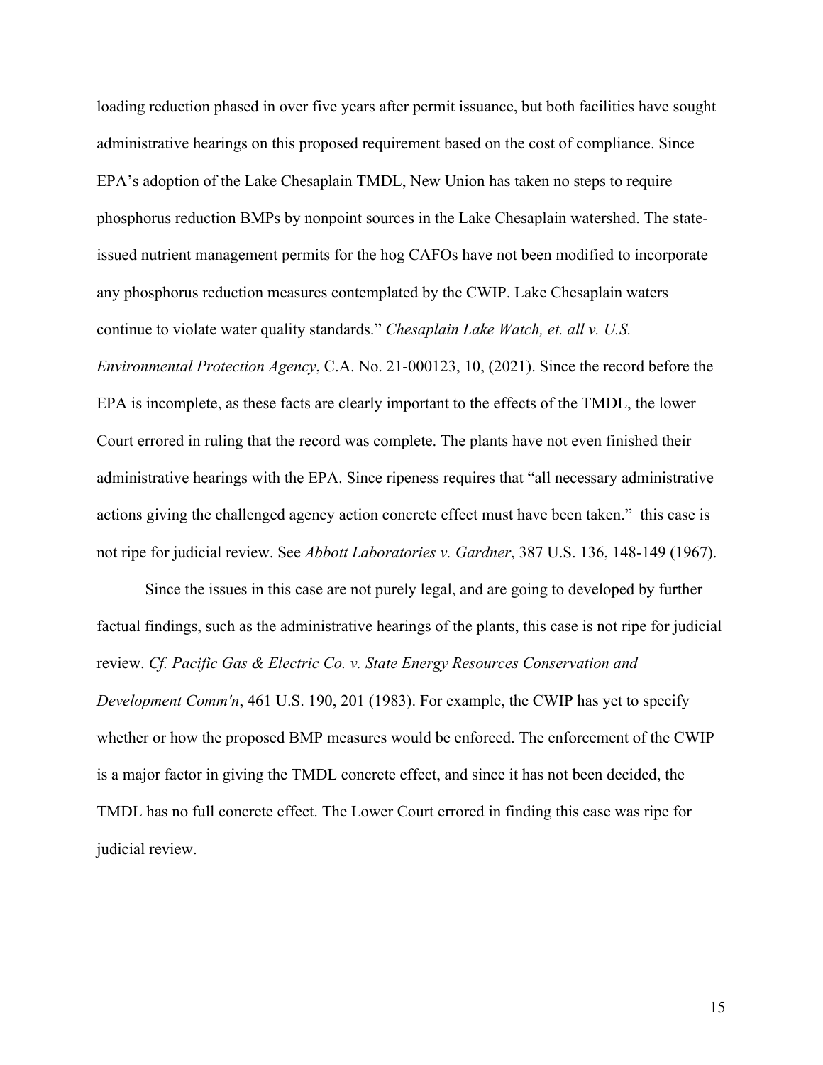loading reduction phased in over five years after permit issuance, but both facilities have sought administrative hearings on this proposed requirement based on the cost of compliance. Since EPA's adoption of the Lake Chesaplain TMDL, New Union has taken no steps to require phosphorus reduction BMPs by nonpoint sources in the Lake Chesaplain watershed. The state-issued nutrient management permits for the hog CAFOs have not been modified to incorporate any phosphorus reduction measures contemplated by the CWIP. Lake Chesaplain waters continue to violate water quality standards." *Chesaplain Lake Watch, et. all v. U.S. Environmental Protection Agency*, C.A. No. 21-000123, 10, (2021). Since the record before the EPA is incomplete, as these facts are clearly important to the effects of the TMDL, the lower Court errored in ruling that the record was complete. The plants have not even finished their administrative hearings with the EPA. Since ripeness requires that "all necessary administrative actions giving the challenged agency action concrete effect must have been taken." this case is not ripe for judicial review. See *Abbott Laboratories v. Gardner*, 387 U.S. 136, 148-149 (1967).

Since the issues in this case are not purely legal, and are going to developed by further factual findings, such as the administrative hearings of the plants, this case is not ripe for judicial review. *Cf. Pacific Gas & Electric Co. v. State Energy Resources Conservation and Development Comm'n*, 461 U.S. 190, 201 (1983). For example, the CWIP has yet to specify whether or how the proposed BMP measures would be enforced. The enforcement of the CWIP is a major factor in giving the TMDL concrete effect, and since it has not been decided, the TMDL has no full concrete effect. The Lower Court errored in finding this case was ripe for judicial review.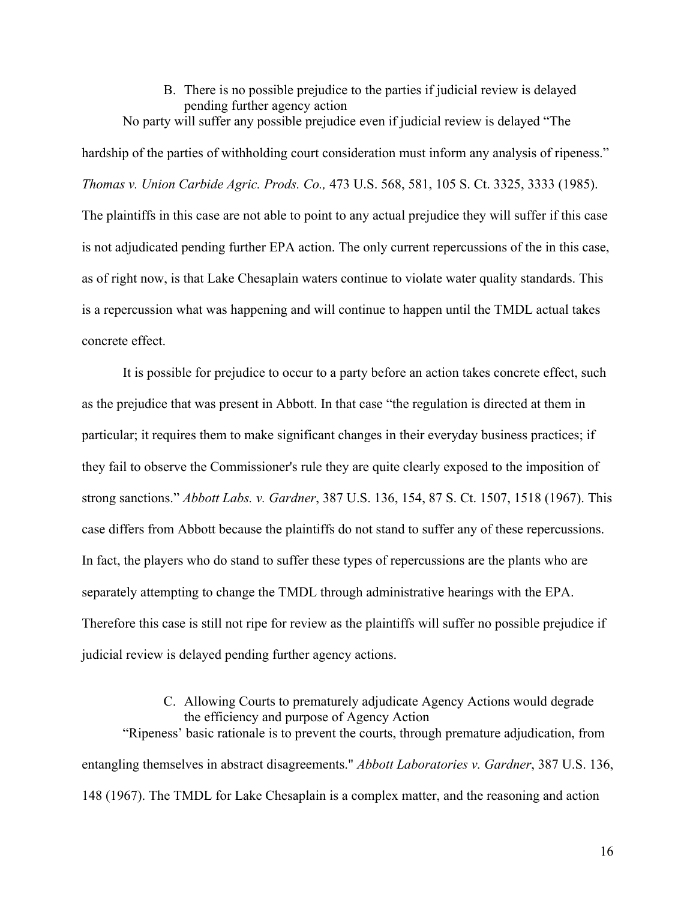### B. There is no possible prejudice to the parties if judicial review is delayed pending further agency action

No party will suffer any possible prejudice even if judicial review is delayed "The hardship of the parties of withholding court consideration must inform any analysis of ripeness." *Thomas v. Union Carbide Agric. Prods. Co.,* 473 U.S. 568, 581, 105 S. Ct. 3325, 3333 (1985). The plaintiffs in this case are not able to point to any actual prejudice they will suffer if this case is not adjudicated pending further EPA action. The only current repercussions of the in this case, as of right now, is that Lake Chesaplain waters continue to violate water quality standards. This is a repercussion what was happening and will continue to happen until the TMDL actual takes concrete effect.

It is possible for prejudice to occur to a party before an action takes concrete effect, such as the prejudice that was present in Abbott. In that case "the regulation is directed at them in particular; it requires them to make significant changes in their everyday business practices; if they fail to observe the Commissioner's rule they are quite clearly exposed to the imposition of strong sanctions." *Abbott Labs. v. Gardner*, 387 U.S. 136, 154, 87 S. Ct. 1507, 1518 (1967). This case differs from Abbott because the plaintiffs do not stand to suffer any of these repercussions. In fact, the players who do stand to suffer these types of repercussions are the plants who are separately attempting to change the TMDL through administrative hearings with the EPA. Therefore this case is still not ripe for review as the plaintiffs will suffer no possible prejudice if judicial review is delayed pending further agency actions.

### C. Allowing Courts to prematurely adjudicate Agency Actions would degrade the efficiency and purpose of Agency Action

"Ripeness' basic rationale is to prevent the courts, through premature adjudication, from entangling themselves in abstract disagreements." *Abbott Laboratories v. Gardner*, 387 U.S. 136, 148 (1967). The TMDL for Lake Chesaplain is a complex matter, and the reasoning and action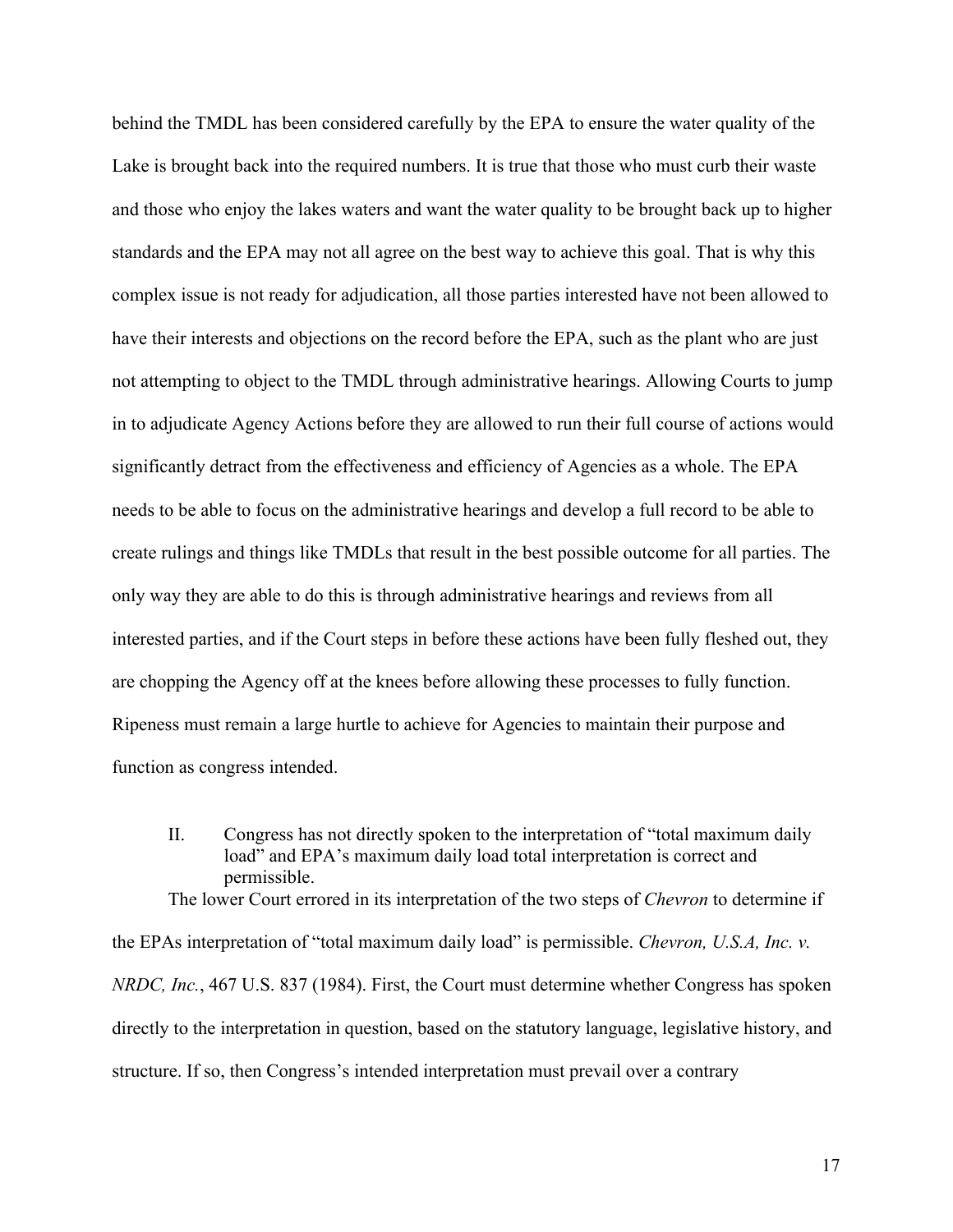behind the TMDL has been considered carefully by the EPA to ensure the water quality of the Lake is brought back into the required numbers. It is true that those who must curb their waste and those who enjoy the lakes waters and want the water quality to be brought back up to higher standards and the EPA may not all agree on the best way to achieve this goal. That is why this complex issue is not ready for adjudication, all those parties interested have not been allowed to have their interests and objections on the record before the EPA, such as the plant who are just not attempting to object to the TMDL through administrative hearings. Allowing Courts to jump in to adjudicate Agency Actions before they are allowed to run their full course of actions would significantly detract from the effectiveness and efficiency of Agencies as a whole. The EPA needs to be able to focus on the administrative hearings and develop a full record to be able to create rulings and things like TMDLs that result in the best possible outcome for all parties. The only way they are able to do this is through administrative hearings and reviews from all interested parties, and if the Court steps in before these actions have been fully fleshed out, they are chopping the Agency off at the knees before allowing these processes to fully function. Ripeness must remain a large hurtle to achieve for Agencies to maintain their purpose and function as congress intended.

## II. Congress has not directly spoken to the interpretation of "total maximum daily load" and EPA's maximum daily load total interpretation is correct and permissible.

The lower Court errored in its interpretation of the two steps of *Chevron* to determine if the EPAs interpretation of "total maximum daily load" is permissible. *Chevron, U.S.A, Inc. v. NRDC, Inc.*, 467 U.S. 837 (1984). First, the Court must determine whether Congress has spoken directly to the interpretation in question, based on the statutory language, legislative history, and structure. If so, then Congress's intended interpretation must prevail over a contrary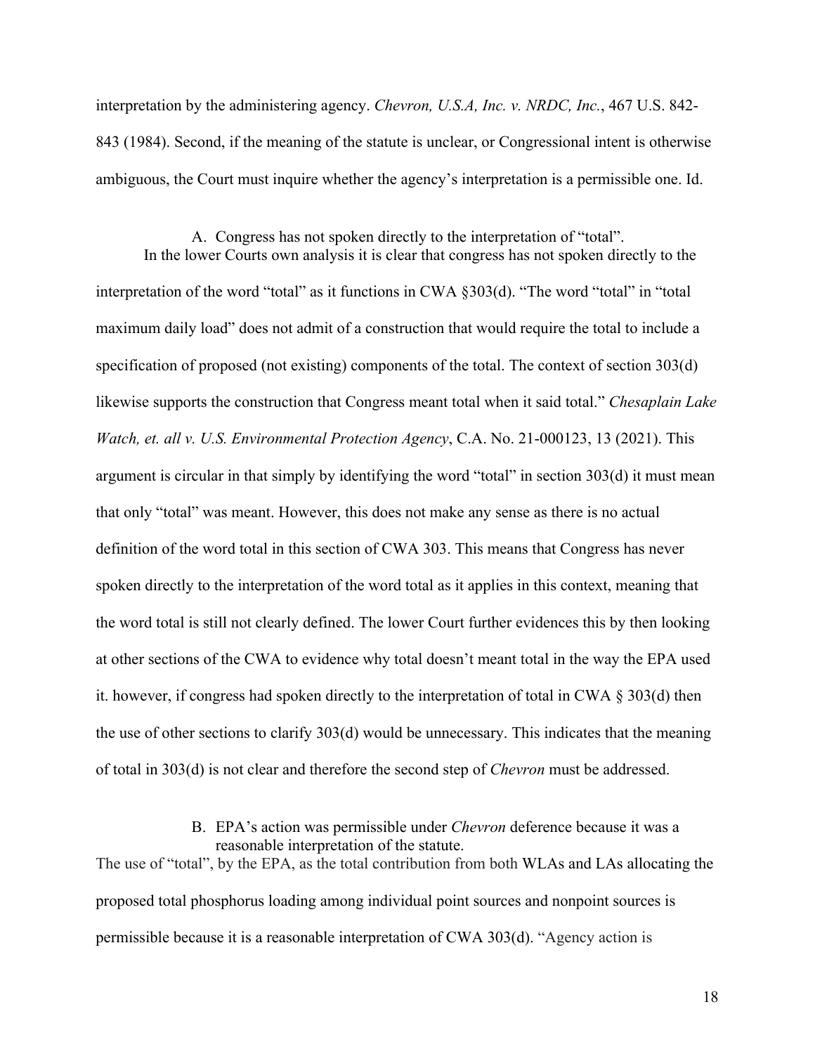interpretation by the administering agency. *Chevron, U.S.A, Inc. v. NRDC, Inc.*, 467 U.S. 842-843 (1984). Second, if the meaning of the statute is unclear, or Congressional intent is otherwise ambiguous, the Court must inquire whether the agency's interpretation is a permissible one. Id.

### A. Congress has not spoken directly to the interpretation of "total".

In the lower Courts own analysis it is clear that congress has not spoken directly to the interpretation of the word "total" as it functions in CWA §303(d). "The word "total" in "total maximum daily load" does not admit of a construction that would require the total to include a specification of proposed (not existing) components of the total. The context of section 303(d) likewise supports the construction that Congress meant total when it said total." *Chesaplain Lake Watch, et. all v. U.S. Environmental Protection Agency*, C.A. No. 21-000123, 13 (2021). This argument is circular in that simply by identifying the word "total" in section 303(d) it must mean that only "total" was meant. However, this does not make any sense as there is no actual definition of the word total in this section of CWA 303. This means that Congress has never spoken directly to the interpretation of the word total as it applies in this context, meaning that the word total is still not clearly defined. The lower Court further evidences this by then looking at other sections of the CWA to evidence why total doesn't meant total in the way the EPA used it. however, if congress had spoken directly to the interpretation of total in CWA § 303(d) then the use of other sections to clarify 303(d) would be unnecessary. This indicates that the meaning of total in 303(d) is not clear and therefore the second step of *Chevron* must be addressed.

### B. EPA's action was permissible under *Chevron* deference because it was a reasonable interpretation of the statute.

The use of "total", by the EPA, as the total contribution from both WLAs and LAs allocating the proposed total phosphorus loading among individual point sources and nonpoint sources is permissible because it is a reasonable interpretation of CWA 303(d). "Agency action is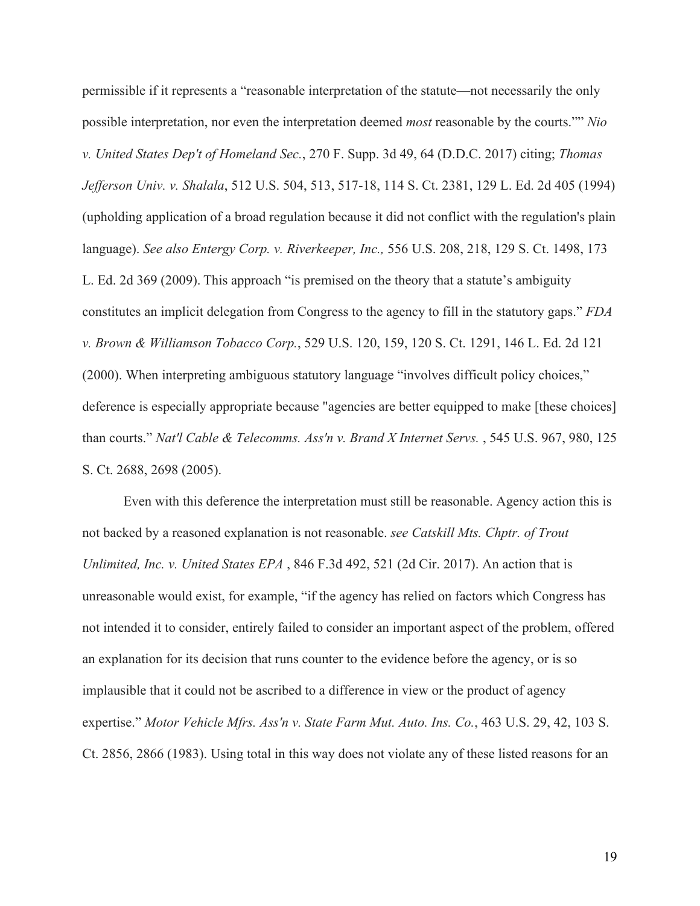permissible if it represents a "reasonable interpretation of the statute—not necessarily the only possible interpretation, nor even the interpretation deemed *most* reasonable by the courts."" *Nio v. United States Dep't of Homeland Sec.*, 270 F. Supp. 3d 49, 64 (D.D.C. 2017) citing; *Thomas Jefferson Univ. v. Shalala*, 512 U.S. 504, 513, 517-18, 114 S. Ct. 2381, 129 L. Ed. 2d 405 (1994) (upholding application of a broad regulation because it did not conflict with the regulation's plain language). *See also Entergy Corp. v. Riverkeeper, Inc.,* 556 U.S. 208, 218, 129 S. Ct. 1498, 173 L. Ed. 2d 369 (2009). This approach "is premised on the theory that a statute's ambiguity constitutes an implicit delegation from Congress to the agency to fill in the statutory gaps." *FDA v. Brown & Williamson Tobacco Corp.*, 529 U.S. 120, 159, 120 S. Ct. 1291, 146 L. Ed. 2d 121 (2000). When interpreting ambiguous statutory language "involves difficult policy choices," deference is especially appropriate because "agencies are better equipped to make [these choices] than courts." *Nat'l Cable & Telecomms. Ass'n v. Brand X Internet Servs.* , 545 U.S. 967, 980, 125 S. Ct. 2688, 2698 (2005).

Even with this deference the interpretation must still be reasonable. Agency action this is not backed by a reasoned explanation is not reasonable. *see Catskill Mts. Chptr. of Trout Unlimited, Inc. v. United States EPA* , 846 F.3d 492, 521 (2d Cir. 2017). An action that is unreasonable would exist, for example, "if the agency has relied on factors which Congress has not intended it to consider, entirely failed to consider an important aspect of the problem, offered an explanation for its decision that runs counter to the evidence before the agency, or is so implausible that it could not be ascribed to a difference in view or the product of agency expertise." *Motor Vehicle Mfrs. Ass'n v. State Farm Mut. Auto. Ins. Co.*, 463 U.S. 29, 42, 103 S. Ct. 2856, 2866 (1983). Using total in this way does not violate any of these listed reasons for an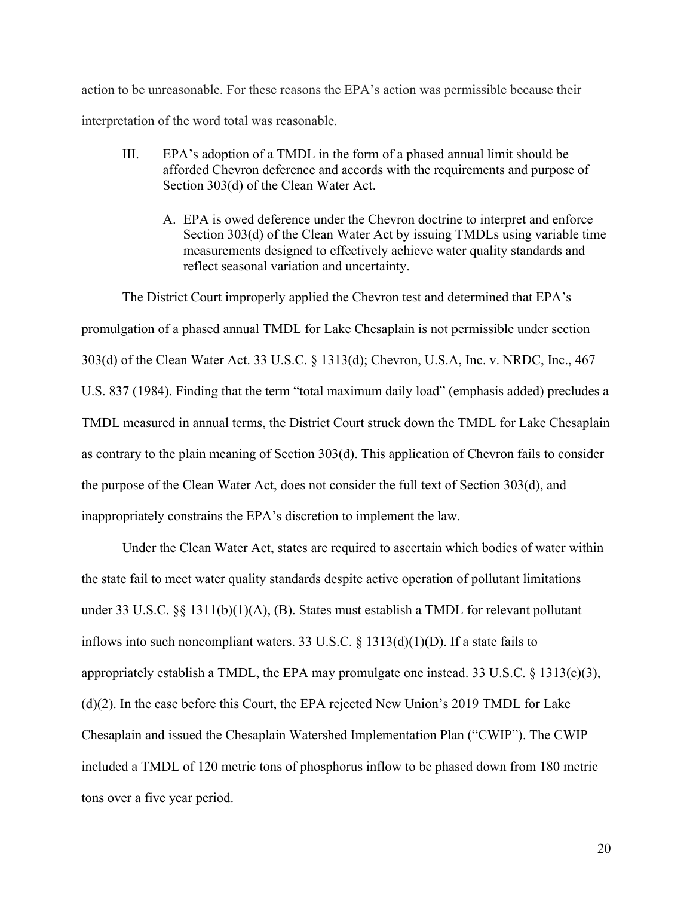action to be unreasonable. For these reasons the EPA's action was permissible because their interpretation of the word total was reasonable.

III. EPA's adoption of a TMDL in the form of a phased annual limit should be afforded Chevron deference and accords with the requirements and purpose of Section 303(d) of the Clean Water Act.

A. EPA is owed deference under the Chevron doctrine to interpret and enforce Section 303(d) of the Clean Water Act by issuing TMDLs using variable time measurements designed to effectively achieve water quality standards and reflect seasonal variation and uncertainty.

The District Court improperly applied the Chevron test and determined that EPA's promulgation of a phased annual TMDL for Lake Chesaplain is not permissible under section 303(d) of the Clean Water Act. 33 U.S.C. § 1313(d); Chevron, U.S.A, Inc. v. NRDC, Inc., 467 U.S. 837 (1984). Finding that the term "total maximum daily load" (emphasis added) precludes a TMDL measured in annual terms, the District Court struck down the TMDL for Lake Chesaplain as contrary to the plain meaning of Section 303(d). This application of Chevron fails to consider the purpose of the Clean Water Act, does not consider the full text of Section 303(d), and inappropriately constrains the EPA's discretion to implement the law.

Under the Clean Water Act, states are required to ascertain which bodies of water within the state fail to meet water quality standards despite active operation of pollutant limitations under 33 U.S.C. §§ 1311(b)(1)(A), (B). States must establish a TMDL for relevant pollutant inflows into such noncompliant waters. 33 U.S.C. § 1313(d)(1)(D). If a state fails to appropriately establish a TMDL, the EPA may promulgate one instead. 33 U.S.C. § 1313(c)(3), (d)(2). In the case before this Court, the EPA rejected New Union's 2019 TMDL for Lake Chesaplain and issued the Chesaplain Watershed Implementation Plan ("CWIP"). The CWIP included a TMDL of 120 metric tons of phosphorus inflow to be phased down from 180 metric tons over a five year period.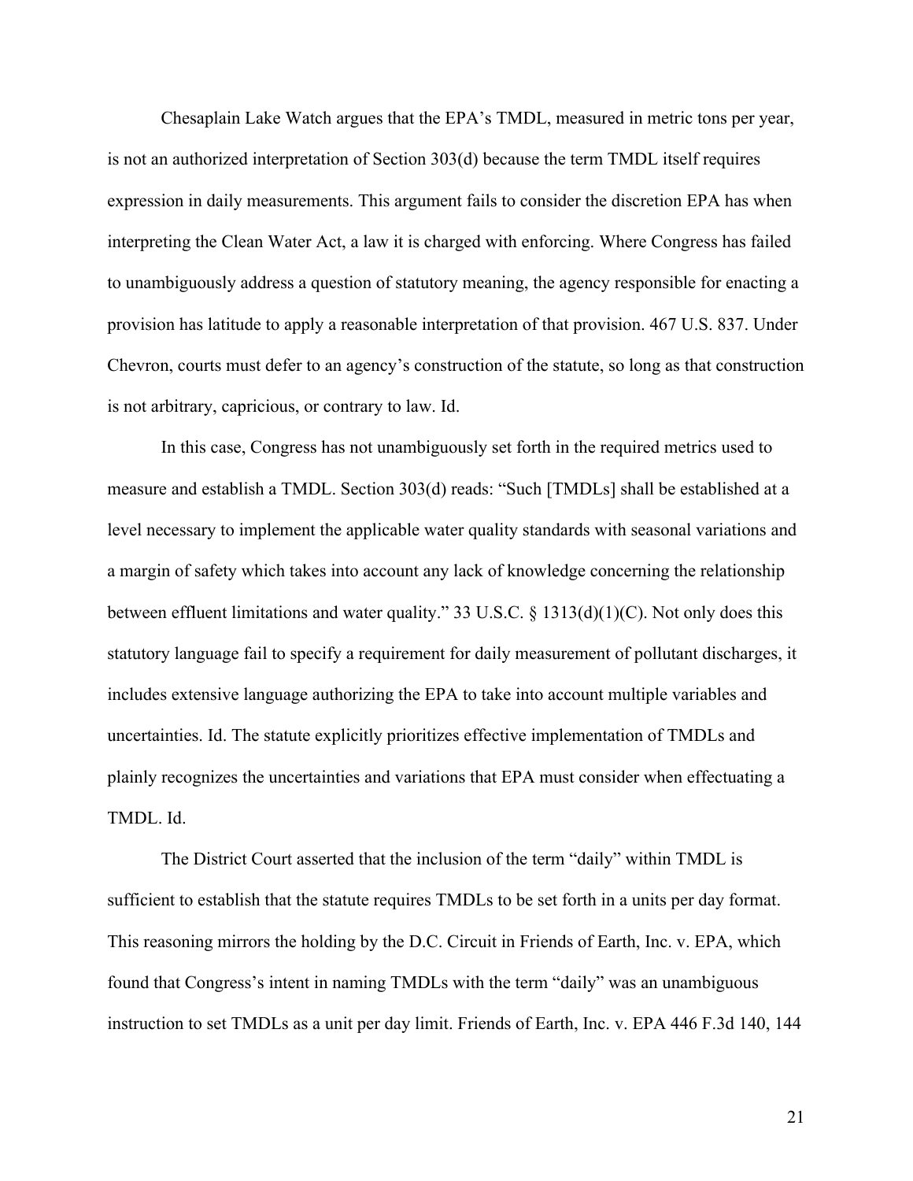Chesaplain Lake Watch argues that the EPA's TMDL, measured in metric tons per year, is not an authorized interpretation of Section 303(d) because the term TMDL itself requires expression in daily measurements. This argument fails to consider the discretion EPA has when interpreting the Clean Water Act, a law it is charged with enforcing. Where Congress has failed to unambiguously address a question of statutory meaning, the agency responsible for enacting a provision has latitude to apply a reasonable interpretation of that provision. 467 U.S. 837. Under Chevron, courts must defer to an agency's construction of the statute, so long as that construction is not arbitrary, capricious, or contrary to law. Id.

In this case, Congress has not unambiguously set forth in the required metrics used to measure and establish a TMDL. Section 303(d) reads: "Such [TMDLs] shall be established at a level necessary to implement the applicable water quality standards with seasonal variations and a margin of safety which takes into account any lack of knowledge concerning the relationship between effluent limitations and water quality." 33 U.S.C. § 1313(d)(1)(C). Not only does this statutory language fail to specify a requirement for daily measurement of pollutant discharges, it includes extensive language authorizing the EPA to take into account multiple variables and uncertainties. Id. The statute explicitly prioritizes effective implementation of TMDLs and plainly recognizes the uncertainties and variations that EPA must consider when effectuating a TMDL. Id.

The District Court asserted that the inclusion of the term "daily" within TMDL is sufficient to establish that the statute requires TMDLs to be set forth in a units per day format. This reasoning mirrors the holding by the D.C. Circuit in Friends of Earth, Inc. v. EPA, which found that Congress's intent in naming TMDLs with the term "daily" was an unambiguous instruction to set TMDLs as a unit per day limit. Friends of Earth, Inc. v. EPA 446 F.3d 140, 144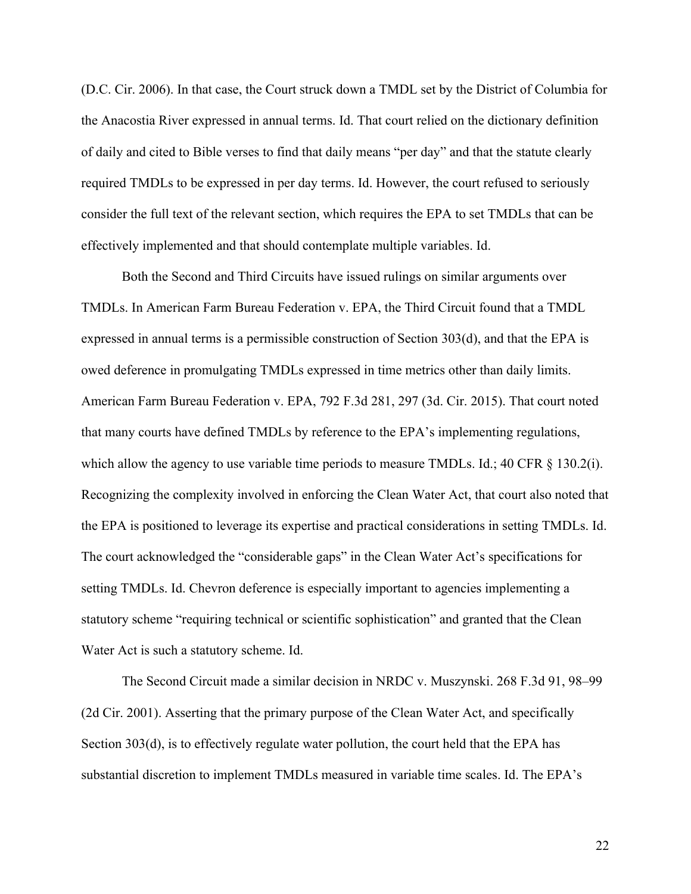(D.C. Cir. 2006). In that case, the Court struck down a TMDL set by the District of Columbia for the Anacostia River expressed in annual terms. Id. That court relied on the dictionary definition of daily and cited to Bible verses to find that daily means "per day" and that the statute clearly required TMDLs to be expressed in per day terms. Id. However, the court refused to seriously consider the full text of the relevant section, which requires the EPA to set TMDLs that can be effectively implemented and that should contemplate multiple variables. Id.

Both the Second and Third Circuits have issued rulings on similar arguments over TMDLs. In American Farm Bureau Federation v. EPA, the Third Circuit found that a TMDL expressed in annual terms is a permissible construction of Section 303(d), and that the EPA is owed deference in promulgating TMDLs expressed in time metrics other than daily limits. American Farm Bureau Federation v. EPA, 792 F.3d 281, 297 (3d. Cir. 2015). That court noted that many courts have defined TMDLs by reference to the EPA's implementing regulations, which allow the agency to use variable time periods to measure TMDLs. Id.; 40 CFR § 130.2(i). Recognizing the complexity involved in enforcing the Clean Water Act, that court also noted that the EPA is positioned to leverage its expertise and practical considerations in setting TMDLs. Id. The court acknowledged the "considerable gaps" in the Clean Water Act's specifications for setting TMDLs. Id. Chevron deference is especially important to agencies implementing a statutory scheme "requiring technical or scientific sophistication" and granted that the Clean Water Act is such a statutory scheme. Id.

The Second Circuit made a similar decision in NRDC v. Muszynski. 268 F.3d 91, 98–99 (2d Cir. 2001). Asserting that the primary purpose of the Clean Water Act, and specifically Section 303(d), is to effectively regulate water pollution, the court held that the EPA has substantial discretion to implement TMDLs measured in variable time scales. Id. The EPA's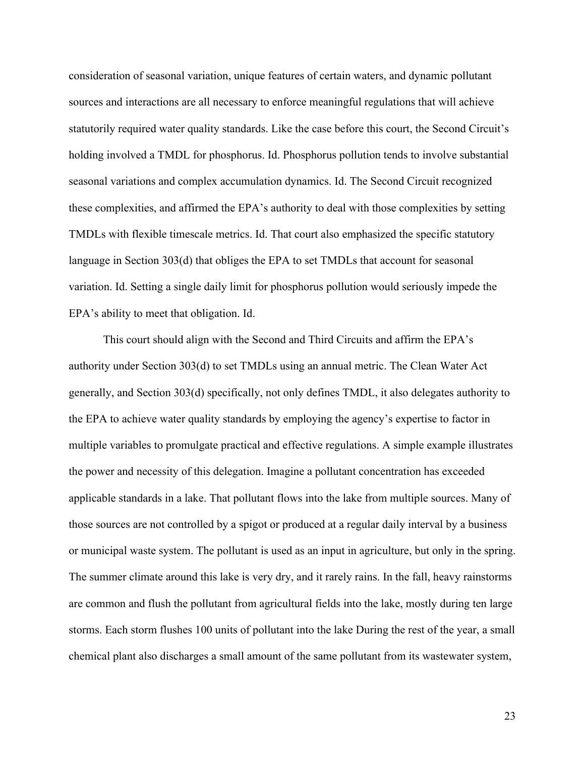consideration of seasonal variation, unique features of certain waters, and dynamic pollutant sources and interactions are all necessary to enforce meaningful regulations that will achieve statutorily required water quality standards. Like the case before this court, the Second Circuit's holding involved a TMDL for phosphorus. Id. Phosphorus pollution tends to involve substantial seasonal variations and complex accumulation dynamics. Id. The Second Circuit recognized these complexities, and affirmed the EPA's authority to deal with those complexities by setting TMDLs with flexible timescale metrics. Id. That court also emphasized the specific statutory language in Section 303(d) that obliges the EPA to set TMDLs that account for seasonal variation. Id. Setting a single daily limit for phosphorus pollution would seriously impede the EPA's ability to meet that obligation. Id.

This court should align with the Second and Third Circuits and affirm the EPA's authority under Section 303(d) to set TMDLs using an annual metric. The Clean Water Act generally, and Section 303(d) specifically, not only defines TMDL, it also delegates authority to the EPA to achieve water quality standards by employing the agency's expertise to factor in multiple variables to promulgate practical and effective regulations. A simple example illustrates the power and necessity of this delegation. Imagine a pollutant concentration has exceeded applicable standards in a lake. That pollutant flows into the lake from multiple sources. Many of those sources are not controlled by a spigot or produced at a regular daily interval by a business or municipal waste system. The pollutant is used as an input in agriculture, but only in the spring. The summer climate around this lake is very dry, and it rarely rains. In the fall, heavy rainstorms are common and flush the pollutant from agricultural fields into the lake, mostly during ten large storms. Each storm flushes 100 units of pollutant into the lake During the rest of the year, a small chemical plant also discharges a small amount of the same pollutant from its wastewater system,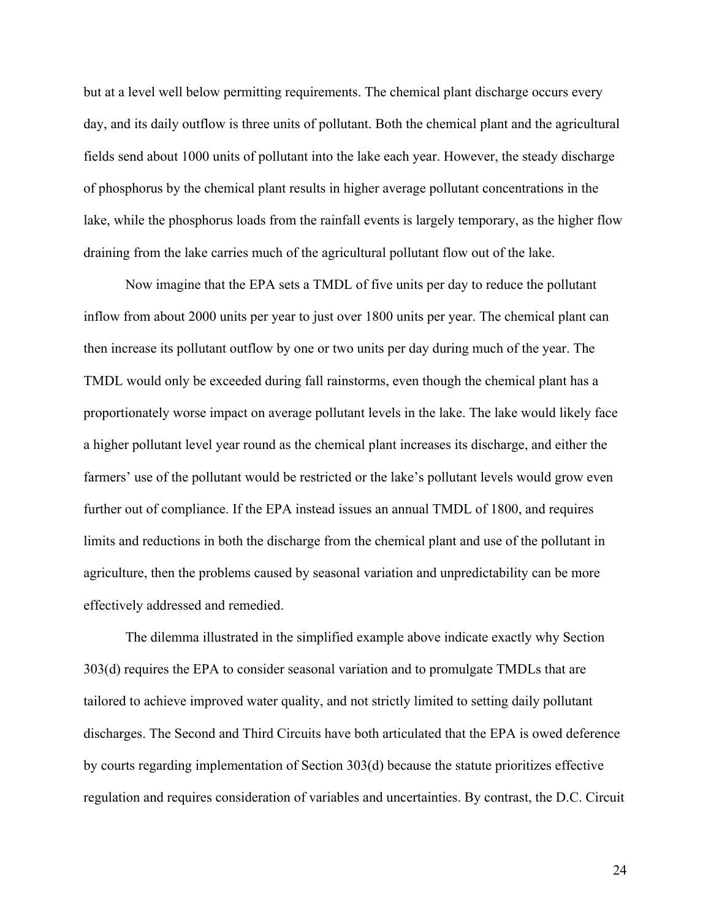but at a level well below permitting requirements. The chemical plant discharge occurs every day, and its daily outflow is three units of pollutant. Both the chemical plant and the agricultural fields send about 1000 units of pollutant into the lake each year. However, the steady discharge of phosphorus by the chemical plant results in higher average pollutant concentrations in the lake, while the phosphorus loads from the rainfall events is largely temporary, as the higher flow draining from the lake carries much of the agricultural pollutant flow out of the lake.

Now imagine that the EPA sets a TMDL of five units per day to reduce the pollutant inflow from about 2000 units per year to just over 1800 units per year. The chemical plant can then increase its pollutant outflow by one or two units per day during much of the year. The TMDL would only be exceeded during fall rainstorms, even though the chemical plant has a proportionately worse impact on average pollutant levels in the lake. The lake would likely face a higher pollutant level year round as the chemical plant increases its discharge, and either the farmers' use of the pollutant would be restricted or the lake's pollutant levels would grow even further out of compliance. If the EPA instead issues an annual TMDL of 1800, and requires limits and reductions in both the discharge from the chemical plant and use of the pollutant in agriculture, then the problems caused by seasonal variation and unpredictability can be more effectively addressed and remedied.

The dilemma illustrated in the simplified example above indicate exactly why Section 303(d) requires the EPA to consider seasonal variation and to promulgate TMDLs that are tailored to achieve improved water quality, and not strictly limited to setting daily pollutant discharges. The Second and Third Circuits have both articulated that the EPA is owed deference by courts regarding implementation of Section 303(d) because the statute prioritizes effective regulation and requires consideration of variables and uncertainties. By contrast, the D.C. Circuit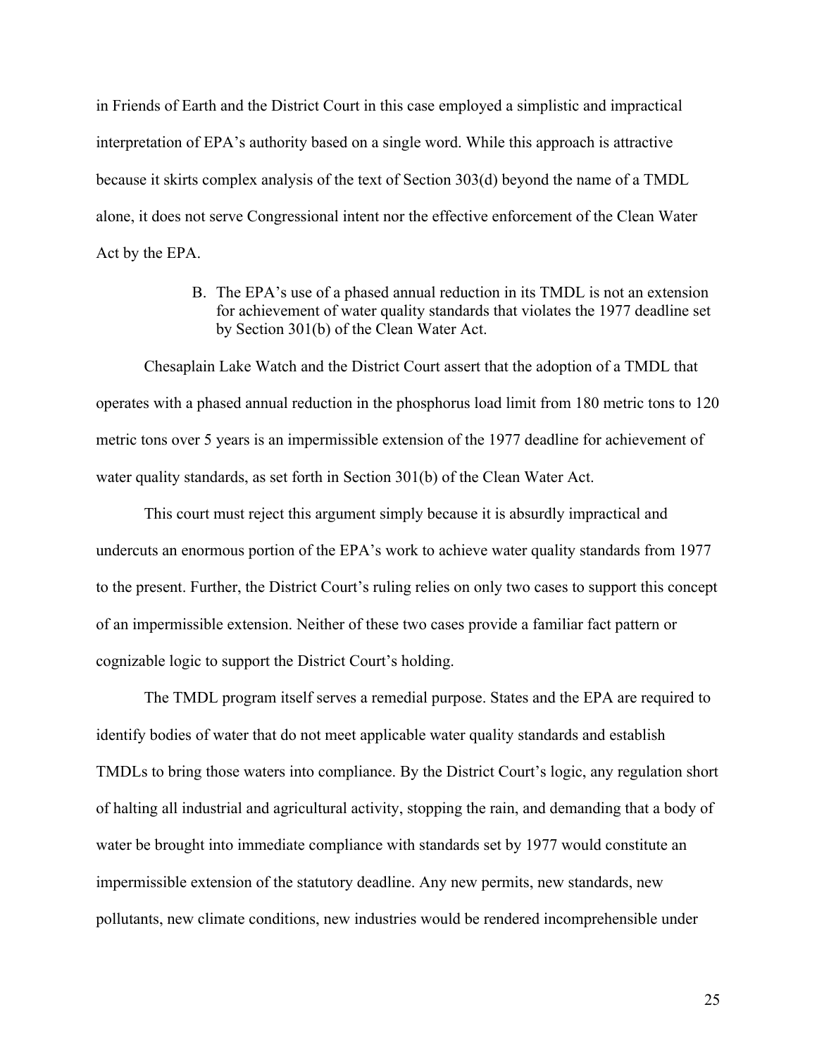in Friends of Earth and the District Court in this case employed a simplistic and impractical interpretation of EPA's authority based on a single word. While this approach is attractive because it skirts complex analysis of the text of Section 303(d) beyond the name of a TMDL alone, it does not serve Congressional intent nor the effective enforcement of the Clean Water Act by the EPA.

B. The EPA's use of a phased annual reduction in its TMDL is not an extension for achievement of water quality standards that violates the 1977 deadline set by Section 301(b) of the Clean Water Act.

Chesaplain Lake Watch and the District Court assert that the adoption of a TMDL that operates with a phased annual reduction in the phosphorus load limit from 180 metric tons to 120 metric tons over 5 years is an impermissible extension of the 1977 deadline for achievement of water quality standards, as set forth in Section 301(b) of the Clean Water Act.

This court must reject this argument simply because it is absurdly impractical and undercuts an enormous portion of the EPA's work to achieve water quality standards from 1977 to the present. Further, the District Court's ruling relies on only two cases to support this concept of an impermissible extension. Neither of these two cases provide a familiar fact pattern or cognizable logic to support the District Court's holding.

The TMDL program itself serves a remedial purpose. States and the EPA are required to identify bodies of water that do not meet applicable water quality standards and establish TMDLs to bring those waters into compliance. By the District Court's logic, any regulation short of halting all industrial and agricultural activity, stopping the rain, and demanding that a body of water be brought into immediate compliance with standards set by 1977 would constitute an impermissible extension of the statutory deadline. Any new permits, new standards, new pollutants, new climate conditions, new industries would be rendered incomprehensible under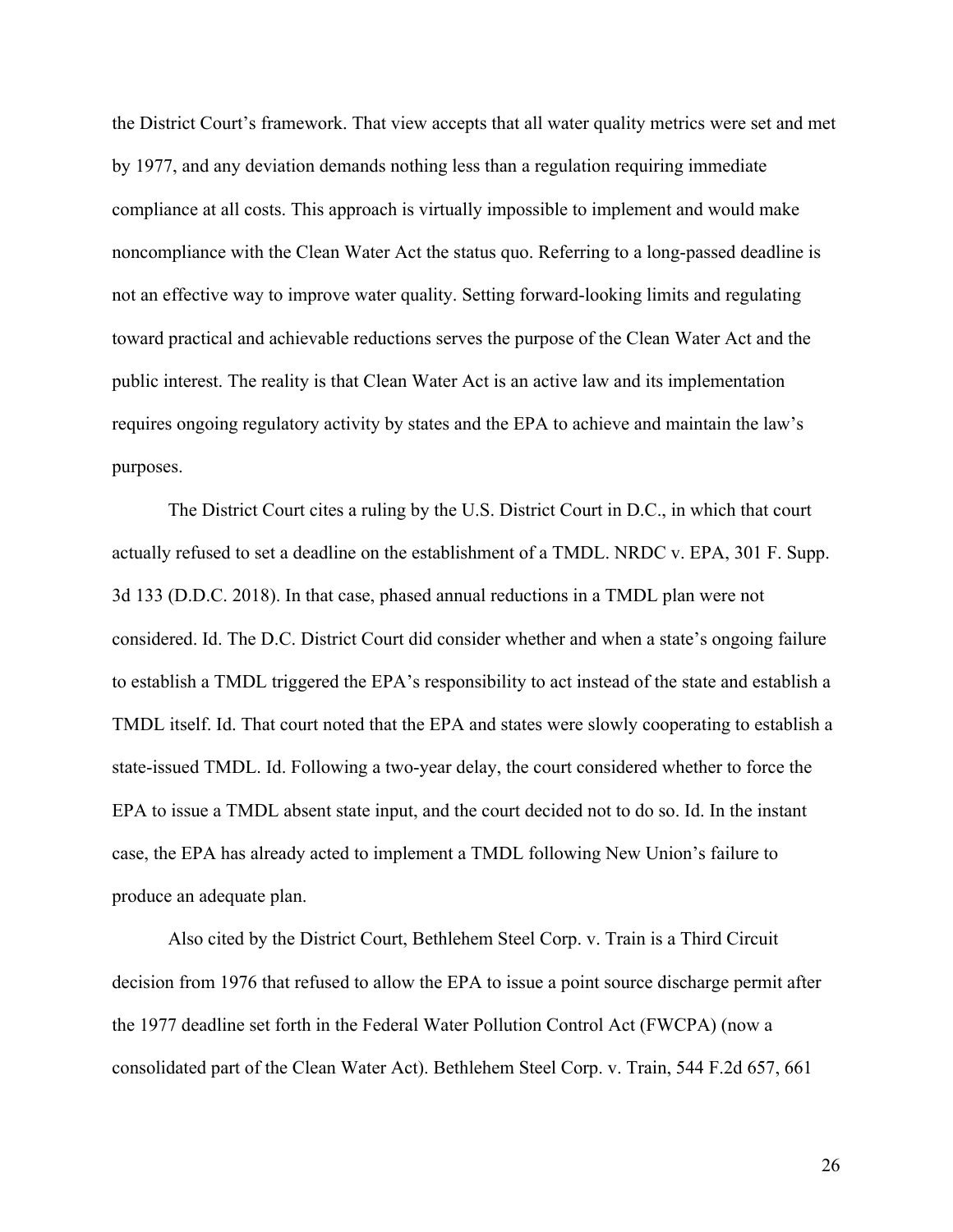the District Court's framework. That view accepts that all water quality metrics were set and met by 1977, and any deviation demands nothing less than a regulation requiring immediate compliance at all costs. This approach is virtually impossible to implement and would make noncompliance with the Clean Water Act the status quo. Referring to a long-passed deadline is not an effective way to improve water quality. Setting forward-looking limits and regulating toward practical and achievable reductions serves the purpose of the Clean Water Act and the public interest. The reality is that Clean Water Act is an active law and its implementation requires ongoing regulatory activity by states and the EPA to achieve and maintain the law's purposes.

The District Court cites a ruling by the U.S. District Court in D.C., in which that court actually refused to set a deadline on the establishment of a TMDL. NRDC v. EPA, 301 F. Supp. 3d 133 (D.D.C. 2018). In that case, phased annual reductions in a TMDL plan were not considered. Id. The D.C. District Court did consider whether and when a state's ongoing failure to establish a TMDL triggered the EPA's responsibility to act instead of the state and establish a TMDL itself. Id. That court noted that the EPA and states were slowly cooperating to establish a state-issued TMDL. Id. Following a two-year delay, the court considered whether to force the EPA to issue a TMDL absent state input, and the court decided not to do so. Id. In the instant case, the EPA has already acted to implement a TMDL following New Union's failure to produce an adequate plan.

Also cited by the District Court, Bethlehem Steel Corp. v. Train is a Third Circuit decision from 1976 that refused to allow the EPA to issue a point source discharge permit after the 1977 deadline set forth in the Federal Water Pollution Control Act (FWCPA) (now a consolidated part of the Clean Water Act). Bethlehem Steel Corp. v. Train, 544 F.2d 657, 661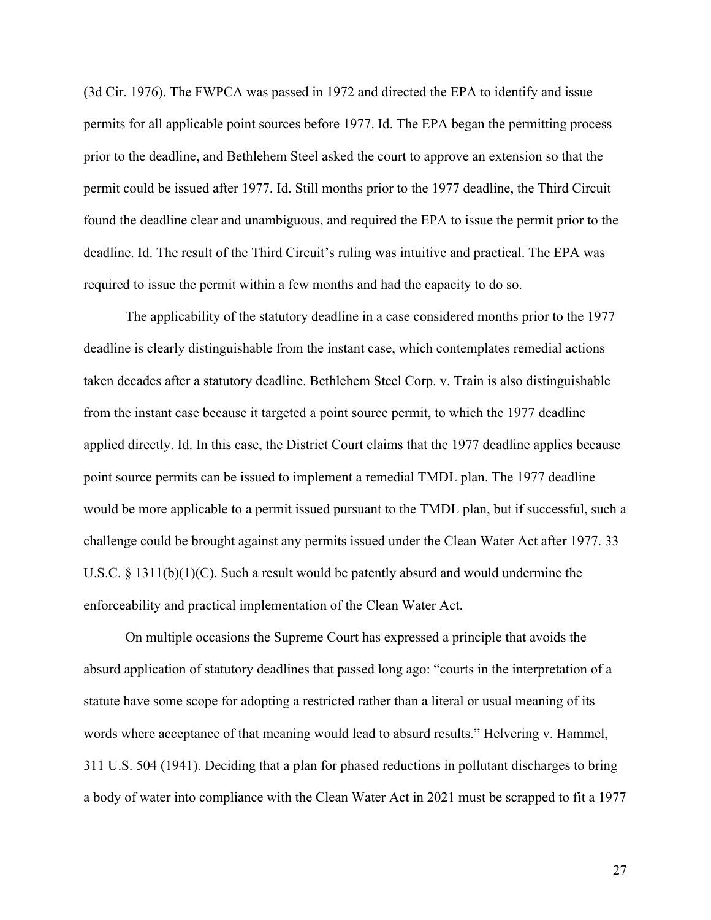(3d Cir. 1976). The FWPCA was passed in 1972 and directed the EPA to identify and issue permits for all applicable point sources before 1977. Id. The EPA began the permitting process prior to the deadline, and Bethlehem Steel asked the court to approve an extension so that the permit could be issued after 1977. Id. Still months prior to the 1977 deadline, the Third Circuit found the deadline clear and unambiguous, and required the EPA to issue the permit prior to the deadline. Id. The result of the Third Circuit's ruling was intuitive and practical. The EPA was required to issue the permit within a few months and had the capacity to do so.

The applicability of the statutory deadline in a case considered months prior to the 1977 deadline is clearly distinguishable from the instant case, which contemplates remedial actions taken decades after a statutory deadline. Bethlehem Steel Corp. v. Train is also distinguishable from the instant case because it targeted a point source permit, to which the 1977 deadline applied directly. Id. In this case, the District Court claims that the 1977 deadline applies because point source permits can be issued to implement a remedial TMDL plan. The 1977 deadline would be more applicable to a permit issued pursuant to the TMDL plan, but if successful, such a challenge could be brought against any permits issued under the Clean Water Act after 1977. 33 U.S.C. § 1311(b)(1)(C). Such a result would be patently absurd and would undermine the enforceability and practical implementation of the Clean Water Act.

On multiple occasions the Supreme Court has expressed a principle that avoids the absurd application of statutory deadlines that passed long ago: "courts in the interpretation of a statute have some scope for adopting a restricted rather than a literal or usual meaning of its words where acceptance of that meaning would lead to absurd results." Helvering v. Hammel, 311 U.S. 504 (1941). Deciding that a plan for phased reductions in pollutant discharges to bring a body of water into compliance with the Clean Water Act in 2021 must be scrapped to fit a 1977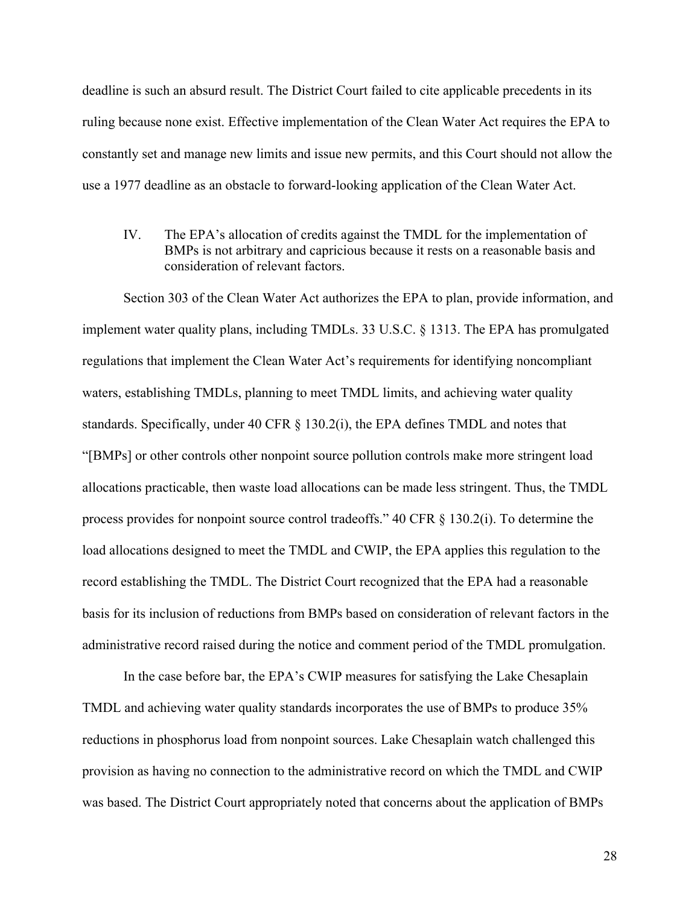deadline is such an absurd result. The District Court failed to cite applicable precedents in its ruling because none exist. Effective implementation of the Clean Water Act requires the EPA to constantly set and manage new limits and issue new permits, and this Court should not allow the use a 1977 deadline as an obstacle to forward-looking application of the Clean Water Act.

IV. The EPA's allocation of credits against the TMDL for the implementation of BMPs is not arbitrary and capricious because it rests on a reasonable basis and consideration of relevant factors.

Section 303 of the Clean Water Act authorizes the EPA to plan, provide information, and implement water quality plans, including TMDLs. 33 U.S.C. § 1313. The EPA has promulgated regulations that implement the Clean Water Act's requirements for identifying noncompliant waters, establishing TMDLs, planning to meet TMDL limits, and achieving water quality standards. Specifically, under 40 CFR § 130.2(i), the EPA defines TMDL and notes that "[BMPs] or other controls other nonpoint source pollution controls make more stringent load allocations practicable, then waste load allocations can be made less stringent. Thus, the TMDL process provides for nonpoint source control tradeoffs." 40 CFR § 130.2(i). To determine the load allocations designed to meet the TMDL and CWIP, the EPA applies this regulation to the record establishing the TMDL. The District Court recognized that the EPA had a reasonable basis for its inclusion of reductions from BMPs based on consideration of relevant factors in the administrative record raised during the notice and comment period of the TMDL promulgation.

In the case before bar, the EPA's CWIP measures for satisfying the Lake Chesaplain TMDL and achieving water quality standards incorporates the use of BMPs to produce 35% reductions in phosphorus load from nonpoint sources. Lake Chesaplain watch challenged this provision as having no connection to the administrative record on which the TMDL and CWIP was based. The District Court appropriately noted that concerns about the application of BMPs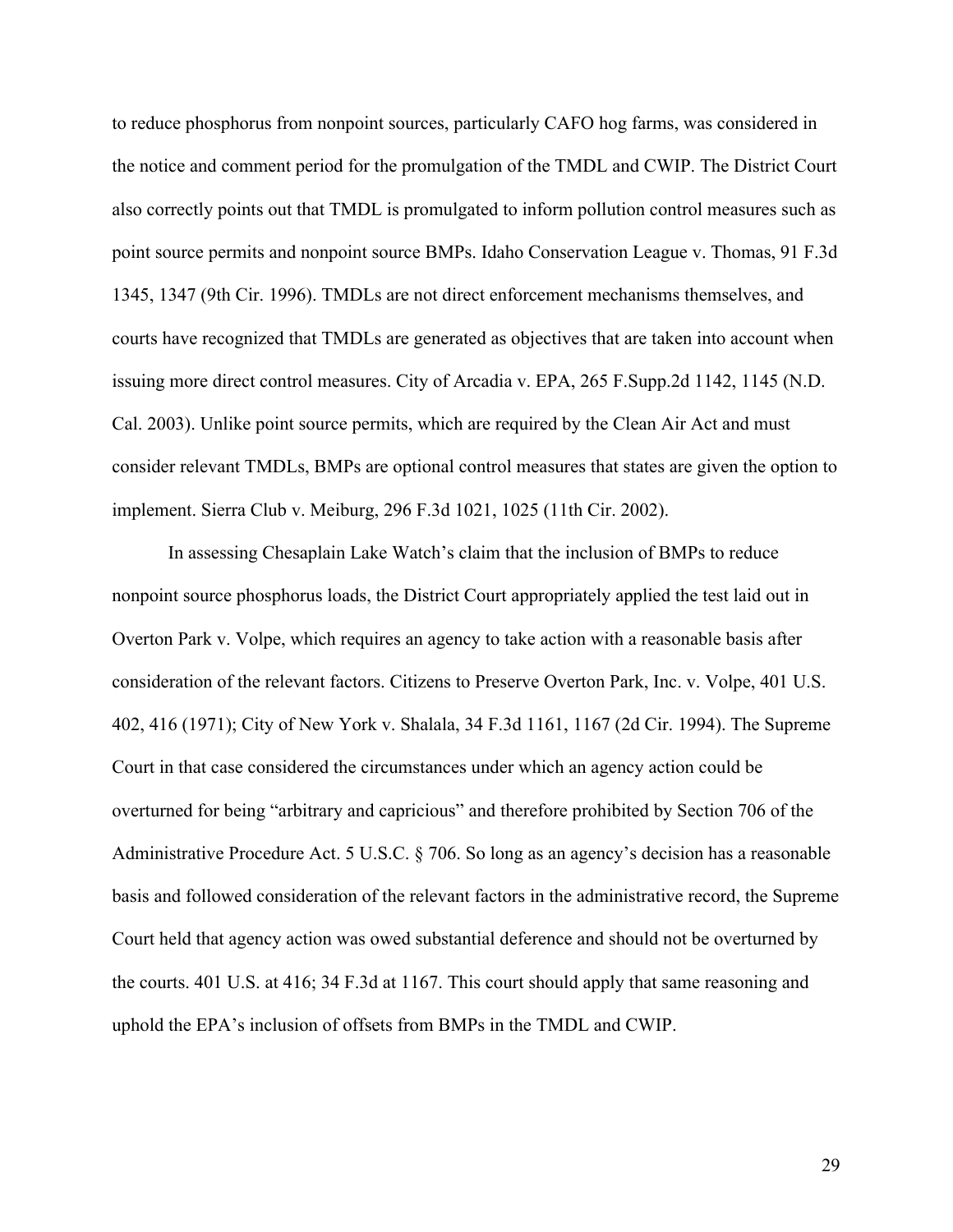to reduce phosphorus from nonpoint sources, particularly CAFO hog farms, was considered in the notice and comment period for the promulgation of the TMDL and CWIP. The District Court also correctly points out that TMDL is promulgated to inform pollution control measures such as point source permits and nonpoint source BMPs. Idaho Conservation League v. Thomas, 91 F.3d 1345, 1347 (9th Cir. 1996). TMDLs are not direct enforcement mechanisms themselves, and courts have recognized that TMDLs are generated as objectives that are taken into account when issuing more direct control measures. City of Arcadia v. EPA, 265 F.Supp.2d 1142, 1145 (N.D. Cal. 2003). Unlike point source permits, which are required by the Clean Air Act and must consider relevant TMDLs, BMPs are optional control measures that states are given the option to implement. Sierra Club v. Meiburg, 296 F.3d 1021, 1025 (11th Cir. 2002).

In assessing Chesaplain Lake Watch's claim that the inclusion of BMPs to reduce nonpoint source phosphorus loads, the District Court appropriately applied the test laid out in Overton Park v. Volpe, which requires an agency to take action with a reasonable basis after consideration of the relevant factors. Citizens to Preserve Overton Park, Inc. v. Volpe, 401 U.S. 402, 416 (1971); City of New York v. Shalala, 34 F.3d 1161, 1167 (2d Cir. 1994). The Supreme Court in that case considered the circumstances under which an agency action could be overturned for being "arbitrary and capricious" and therefore prohibited by Section 706 of the Administrative Procedure Act. 5 U.S.C. § 706. So long as an agency's decision has a reasonable basis and followed consideration of the relevant factors in the administrative record, the Supreme Court held that agency action was owed substantial deference and should not be overturned by the courts. 401 U.S. at 416; 34 F.3d at 1167. This court should apply that same reasoning and uphold the EPA's inclusion of offsets from BMPs in the TMDL and CWIP.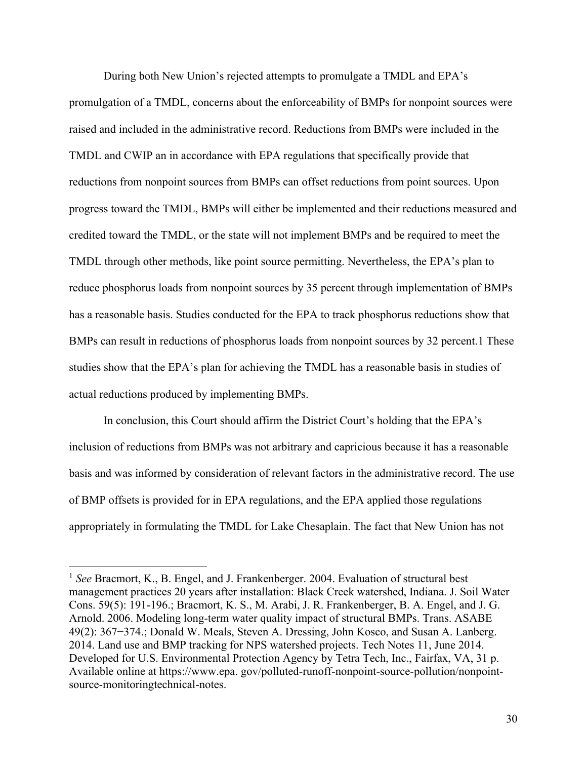During both New Union's rejected attempts to promulgate a TMDL and EPA's promulgation of a TMDL, concerns about the enforceability of BMPs for nonpoint sources were raised and included in the administrative record. Reductions from BMPs were included in the TMDL and CWIP an in accordance with EPA regulations that specifically provide that reductions from nonpoint sources from BMPs can offset reductions from point sources. Upon progress toward the TMDL, BMPs will either be implemented and their reductions measured and credited toward the TMDL, or the state will not implement BMPs and be required to meet the TMDL through other methods, like point source permitting. Nevertheless, the EPA's plan to reduce phosphorus loads from nonpoint sources by 35 percent through implementation of BMPs has a reasonable basis. Studies conducted for the EPA to track phosphorus reductions show that BMPs can result in reductions of phosphorus loads from nonpoint sources by 32 percent.1 These studies show that the EPA's plan for achieving the TMDL has a reasonable basis in studies of actual reductions produced by implementing BMPs.

In conclusion, this Court should affirm the District Court's holding that the EPA's inclusion of reductions from BMPs was not arbitrary and capricious because it has a reasonable basis and was informed by consideration of relevant factors in the administrative record. The use of BMP offsets is provided for in EPA regulations, and the EPA applied those regulations appropriately in formulating the TMDL for Lake Chesaplain. The fact that New Union has not

---

[1] *See* Bracmort, K., B. Engel, and J. Frankenberger. 2004. Evaluation of structural best management practices 20 years after installation: Black Creek watershed, Indiana. J. Soil Water Cons. 59(5): 191-196.; Bracmort, K. S., M. Arabi, J. R. Frankenberger, B. A. Engel, and J. G. Arnold. 2006. Modeling long-term water quality impact of structural BMPs. Trans. ASABE 49(2): 367−374.; Donald W. Meals, Steven A. Dressing, John Kosco, and Susan A. Lanberg. 2014. Land use and BMP tracking for NPS watershed projects. Tech Notes 11, June 2014. Developed for U.S. Environmental Protection Agency by Tetra Tech, Inc., Fairfax, VA, 31 p. Available online at https://www.epa. gov/polluted-runoff-nonpoint-source-pollution/nonpoint-source-monitoringtechnical-notes.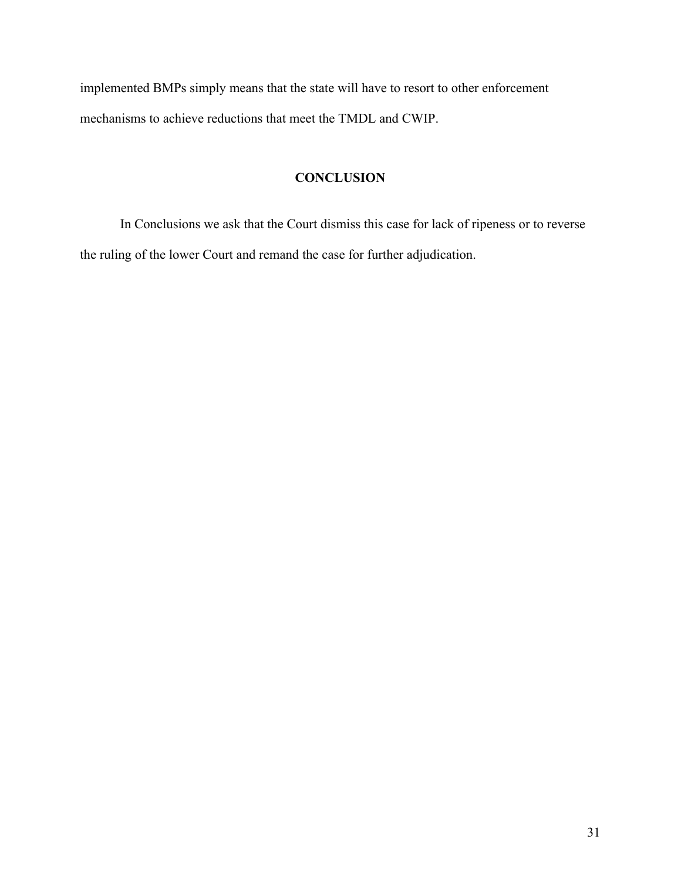implemented BMPs simply means that the state will have to resort to other enforcement mechanisms to achieve reductions that meet the TMDL and CWIP.

## CONCLUSION

In Conclusions we ask that the Court dismiss this case for lack of ripeness or to reverse the ruling of the lower Court and remand the case for further adjudication.